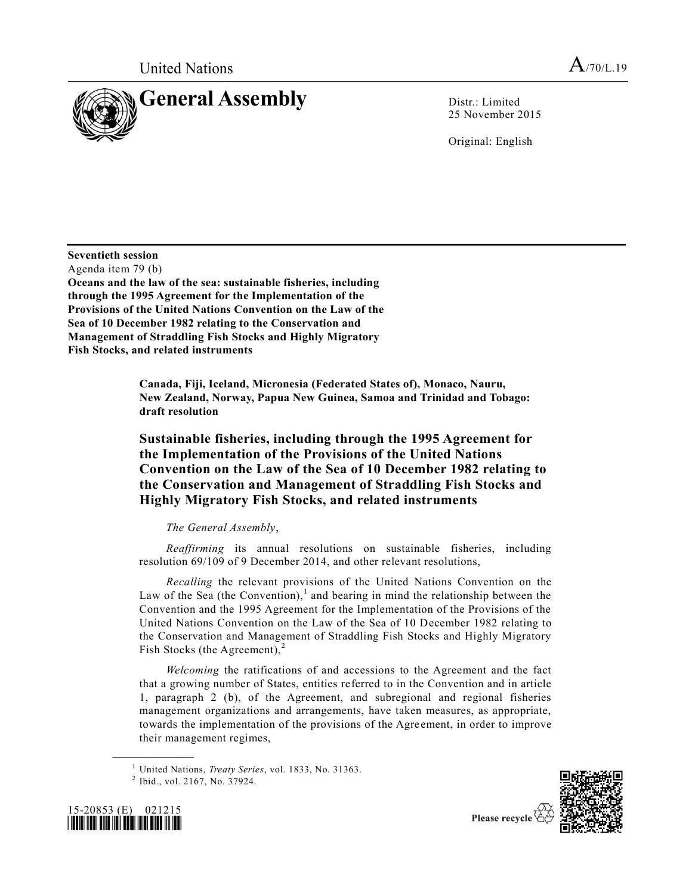United Nations

A/70/L.19

# General Assembly

Distr.: Limited
25 November 2015

Original: English

**Seventieth session**
Agenda item 79 (b)
**Oceans and the law of the sea: sustainable fisheries, including through the 1995 Agreement for the Implementation of the Provisions of the United Nations Convention on the Law of the Sea of 10 December 1982 relating to the Conservation and Management of Straddling Fish Stocks and Highly Migratory Fish Stocks, and related instruments**

**Canada, Fiji, Iceland, Micronesia (Federated States of), Monaco, Nauru, New Zealand, Norway, Papua New Guinea, Samoa and Trinidad and Tobago: draft resolution**

## Sustainable fisheries, including through the 1995 Agreement for the Implementation of the Provisions of the United Nations Convention on the Law of the Sea of 10 December 1982 relating to the Conservation and Management of Straddling Fish Stocks and Highly Migratory Fish Stocks, and related instruments

*The General Assembly*,

*Reaffirming* its annual resolutions on sustainable fisheries, including resolution 69/109 of 9 December 2014, and other relevant resolutions,

*Recalling* the relevant provisions of the United Nations Convention on the Law of the Sea (the Convention),[1] and bearing in mind the relationship between the Convention and the 1995 Agreement for the Implementation of the Provisions of the United Nations Convention on the Law of the Sea of 10 December 1982 relating to the Conservation and Management of Straddling Fish Stocks and Highly Migratory Fish Stocks (the Agreement),[2]

*Welcoming* the ratifications of and accessions to the Agreement and the fact that a growing number of States, entities referred to in the Convention and in article 1, paragraph 2 (b), of the Agreement, and subregional and regional fisheries management organizations and arrangements, have taken measures, as appropriate, towards the implementation of the provisions of the Agreement, in order to improve their management regimes,

[1] United Nations, *Treaty Series*, vol. 1833, No. 31363.
[2] Ibid., vol. 2167, No. 37924.

15-20853 (E) 021215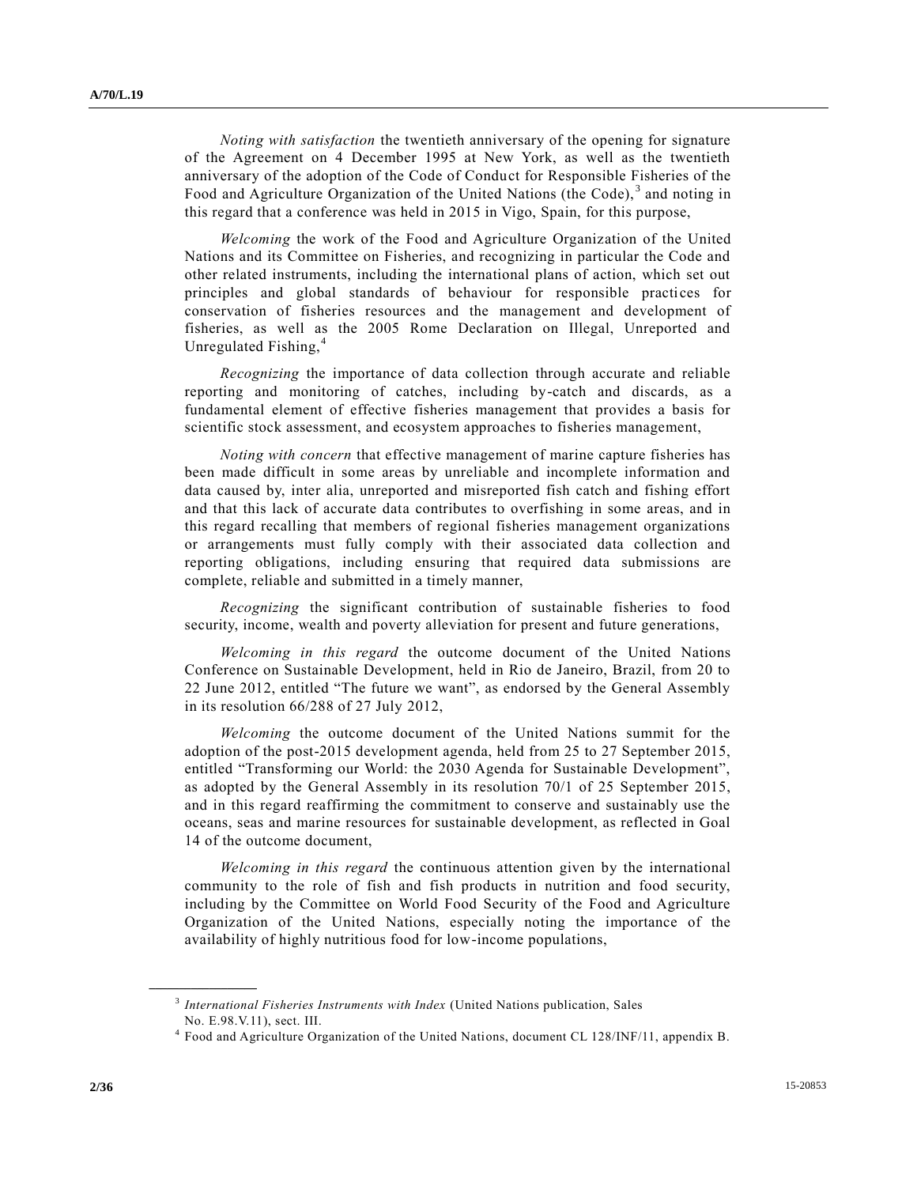*Noting with satisfaction* the twentieth anniversary of the opening for signature of the Agreement on 4 December 1995 at New York, as well as the twentieth anniversary of the adoption of the Code of Conduct for Responsible Fisheries of the Food and Agriculture Organization of the United Nations (the Code),[3] and noting in this regard that a conference was held in 2015 in Vigo, Spain, for this purpose,

*Welcoming* the work of the Food and Agriculture Organization of the United Nations and its Committee on Fisheries, and recognizing in particular the Code and other related instruments, including the international plans of action, which set out principles and global standards of behaviour for responsible practices for conservation of fisheries resources and the management and development of fisheries, as well as the 2005 Rome Declaration on Illegal, Unreported and Unregulated Fishing,[4]

*Recognizing* the importance of data collection through accurate and reliable reporting and monitoring of catches, including by-catch and discards, as a fundamental element of effective fisheries management that provides a basis for scientific stock assessment, and ecosystem approaches to fisheries management,

*Noting with concern* that effective management of marine capture fisheries has been made difficult in some areas by unreliable and incomplete information and data caused by, inter alia, unreported and misreported fish catch and fishing effort and that this lack of accurate data contributes to overfishing in some areas, and in this regard recalling that members of regional fisheries management organizations or arrangements must fully comply with their associated data collection and reporting obligations, including ensuring that required data submissions are complete, reliable and submitted in a timely manner,

*Recognizing* the significant contribution of sustainable fisheries to food security, income, wealth and poverty alleviation for present and future generations,

*Welcoming in this regard* the outcome document of the United Nations Conference on Sustainable Development, held in Rio de Janeiro, Brazil, from 20 to 22 June 2012, entitled "The future we want", as endorsed by the General Assembly in its resolution 66/288 of 27 July 2012,

*Welcoming* the outcome document of the United Nations summit for the adoption of the post-2015 development agenda, held from 25 to 27 September 2015, entitled "Transforming our World: the 2030 Agenda for Sustainable Development", as adopted by the General Assembly in its resolution 70/1 of 25 September 2015, and in this regard reaffirming the commitment to conserve and sustainably use the oceans, seas and marine resources for sustainable development, as reflected in Goal 14 of the outcome document,

*Welcoming in this regard* the continuous attention given by the international community to the role of fish and fish products in nutrition and food security, including by the Committee on World Food Security of the Food and Agriculture Organization of the United Nations, especially noting the importance of the availability of highly nutritious food for low-income populations,

---

[3] *International Fisheries Instruments with Index* (United Nations publication, Sales No. E.98.V.11), sect. III.

[4] Food and Agriculture Organization of the United Nations, document CL 128/INF/11, appendix B.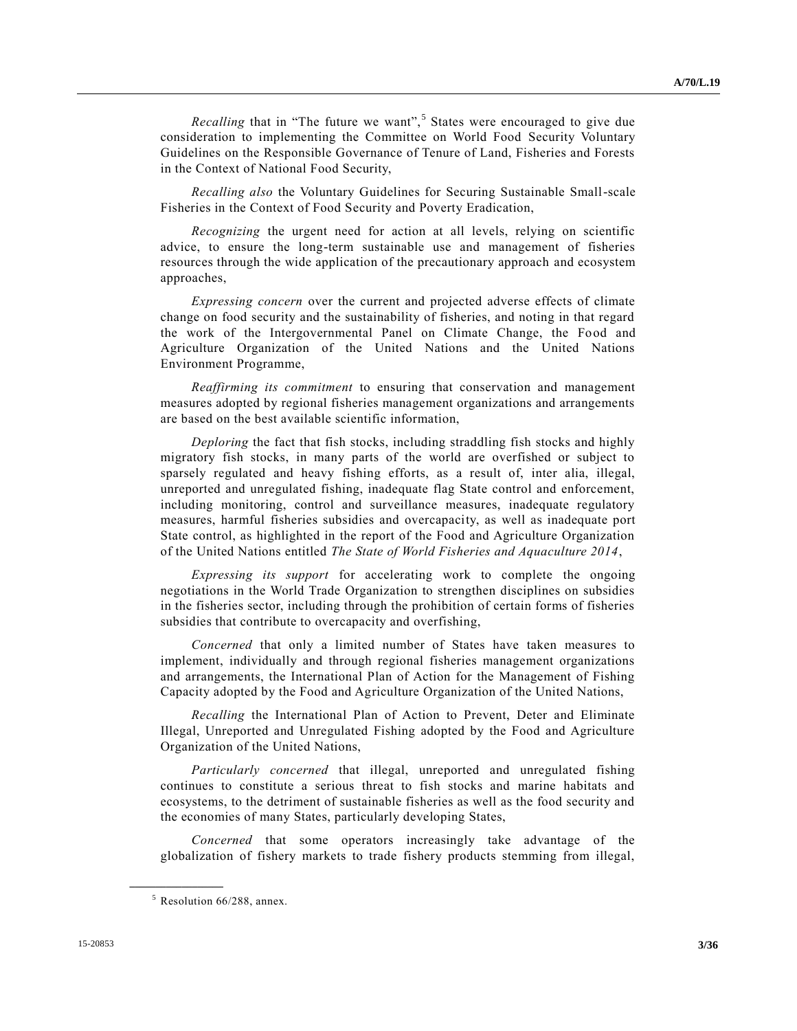*Recalling* that in "The future we want",[5] States were encouraged to give due consideration to implementing the Committee on World Food Security Voluntary Guidelines on the Responsible Governance of Tenure of Land, Fisheries and Forests in the Context of National Food Security,

*Recalling also* the Voluntary Guidelines for Securing Sustainable Small-scale Fisheries in the Context of Food Security and Poverty Eradication,

*Recognizing* the urgent need for action at all levels, relying on scientific advice, to ensure the long-term sustainable use and management of fisheries resources through the wide application of the precautionary approach and ecosystem approaches,

*Expressing concern* over the current and projected adverse effects of climate change on food security and the sustainability of fisheries, and noting in that regard the work of the Intergovernmental Panel on Climate Change, the Food and Agriculture Organization of the United Nations and the United Nations Environment Programme,

*Reaffirming its commitment* to ensuring that conservation and management measures adopted by regional fisheries management organizations and arrangements are based on the best available scientific information,

*Deploring* the fact that fish stocks, including straddling fish stocks and highly migratory fish stocks, in many parts of the world are overfished or subject to sparsely regulated and heavy fishing efforts, as a result of, inter alia, illegal, unreported and unregulated fishing, inadequate flag State control and enforcement, including monitoring, control and surveillance measures, inadequate regulatory measures, harmful fisheries subsidies and overcapacity, as well as inadequate port State control, as highlighted in the report of the Food and Agriculture Organization of the United Nations entitled *The State of World Fisheries and Aquaculture 2014*,

*Expressing its support* for accelerating work to complete the ongoing negotiations in the World Trade Organization to strengthen disciplines on subsidies in the fisheries sector, including through the prohibition of certain forms of fisheries subsidies that contribute to overcapacity and overfishing,

*Concerned* that only a limited number of States have taken measures to implement, individually and through regional fisheries management organizations and arrangements, the International Plan of Action for the Management of Fishing Capacity adopted by the Food and Agriculture Organization of the United Nations,

*Recalling* the International Plan of Action to Prevent, Deter and Eliminate Illegal, Unreported and Unregulated Fishing adopted by the Food and Agriculture Organization of the United Nations,

*Particularly concerned* that illegal, unreported and unregulated fishing continues to constitute a serious threat to fish stocks and marine habitats and ecosystems, to the detriment of sustainable fisheries as well as the food security and the economies of many States, particularly developing States,

*Concerned* that some operators increasingly take advantage of the globalization of fishery markets to trade fishery products stemming from illegal,

---

[5] Resolution 66/288, annex.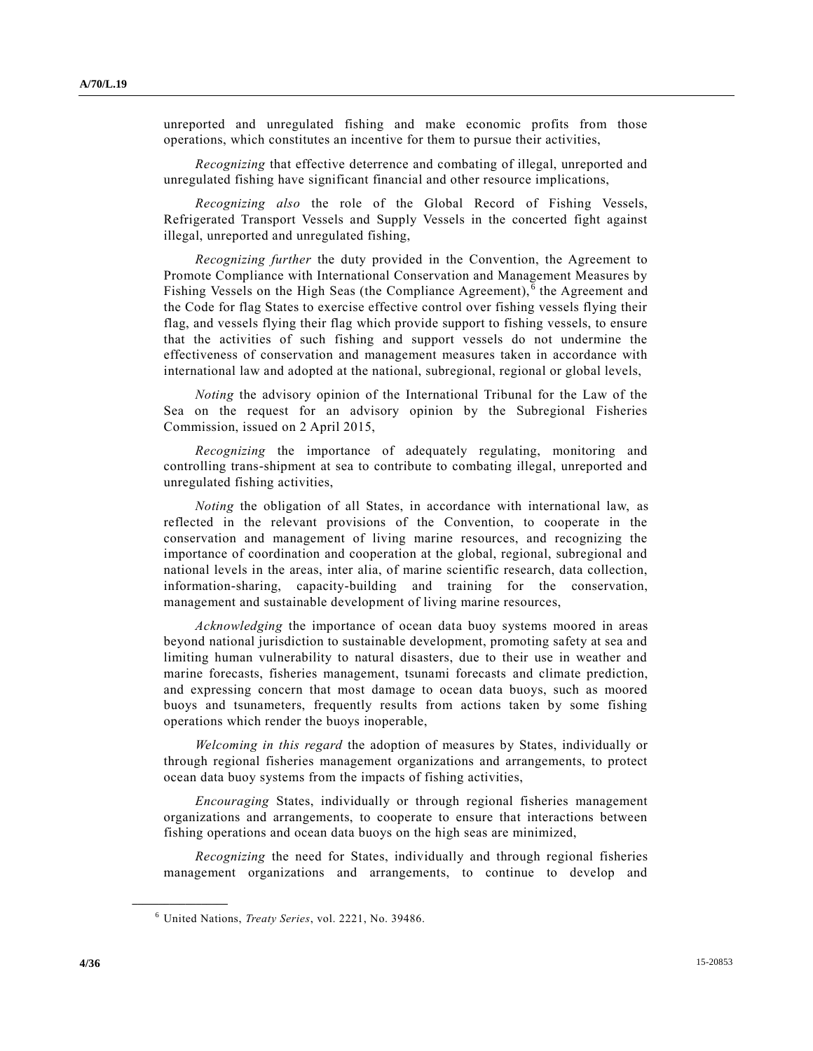unreported and unregulated fishing and make economic profits from those operations, which constitutes an incentive for them to pursue their activities,

*Recognizing* that effective deterrence and combating of illegal, unreported and unregulated fishing have significant financial and other resource implications,

*Recognizing also* the role of the Global Record of Fishing Vessels, Refrigerated Transport Vessels and Supply Vessels in the concerted fight against illegal, unreported and unregulated fishing,

*Recognizing further* the duty provided in the Convention, the Agreement to Promote Compliance with International Conservation and Management Measures by Fishing Vessels on the High Seas (the Compliance Agreement),[6] the Agreement and the Code for flag States to exercise effective control over fishing vessels flying their flag, and vessels flying their flag which provide support to fishing vessels, to ensure that the activities of such fishing and support vessels do not undermine the effectiveness of conservation and management measures taken in accordance with international law and adopted at the national, subregional, regional or global levels,

*Noting* the advisory opinion of the International Tribunal for the Law of the Sea on the request for an advisory opinion by the Subregional Fisheries Commission, issued on 2 April 2015,

*Recognizing* the importance of adequately regulating, monitoring and controlling trans-shipment at sea to contribute to combating illegal, unreported and unregulated fishing activities,

*Noting* the obligation of all States, in accordance with international law, as reflected in the relevant provisions of the Convention, to cooperate in the conservation and management of living marine resources, and recognizing the importance of coordination and cooperation at the global, regional, subregional and national levels in the areas, inter alia, of marine scientific research, data collection, information-sharing, capacity-building and training for the conservation, management and sustainable development of living marine resources,

*Acknowledging* the importance of ocean data buoy systems moored in areas beyond national jurisdiction to sustainable development, promoting safety at sea and limiting human vulnerability to natural disasters, due to their use in weather and marine forecasts, fisheries management, tsunami forecasts and climate prediction, and expressing concern that most damage to ocean data buoys, such as moored buoys and tsunameters, frequently results from actions taken by some fishing operations which render the buoys inoperable,

*Welcoming in this regard* the adoption of measures by States, individually or through regional fisheries management organizations and arrangements, to protect ocean data buoy systems from the impacts of fishing activities,

*Encouraging* States, individually or through regional fisheries management organizations and arrangements, to cooperate to ensure that interactions between fishing operations and ocean data buoys on the high seas are minimized,

*Recognizing* the need for States, individually and through regional fisheries management organizations and arrangements, to continue to develop and

---

[6] United Nations, *Treaty Series*, vol. 2221, No. 39486.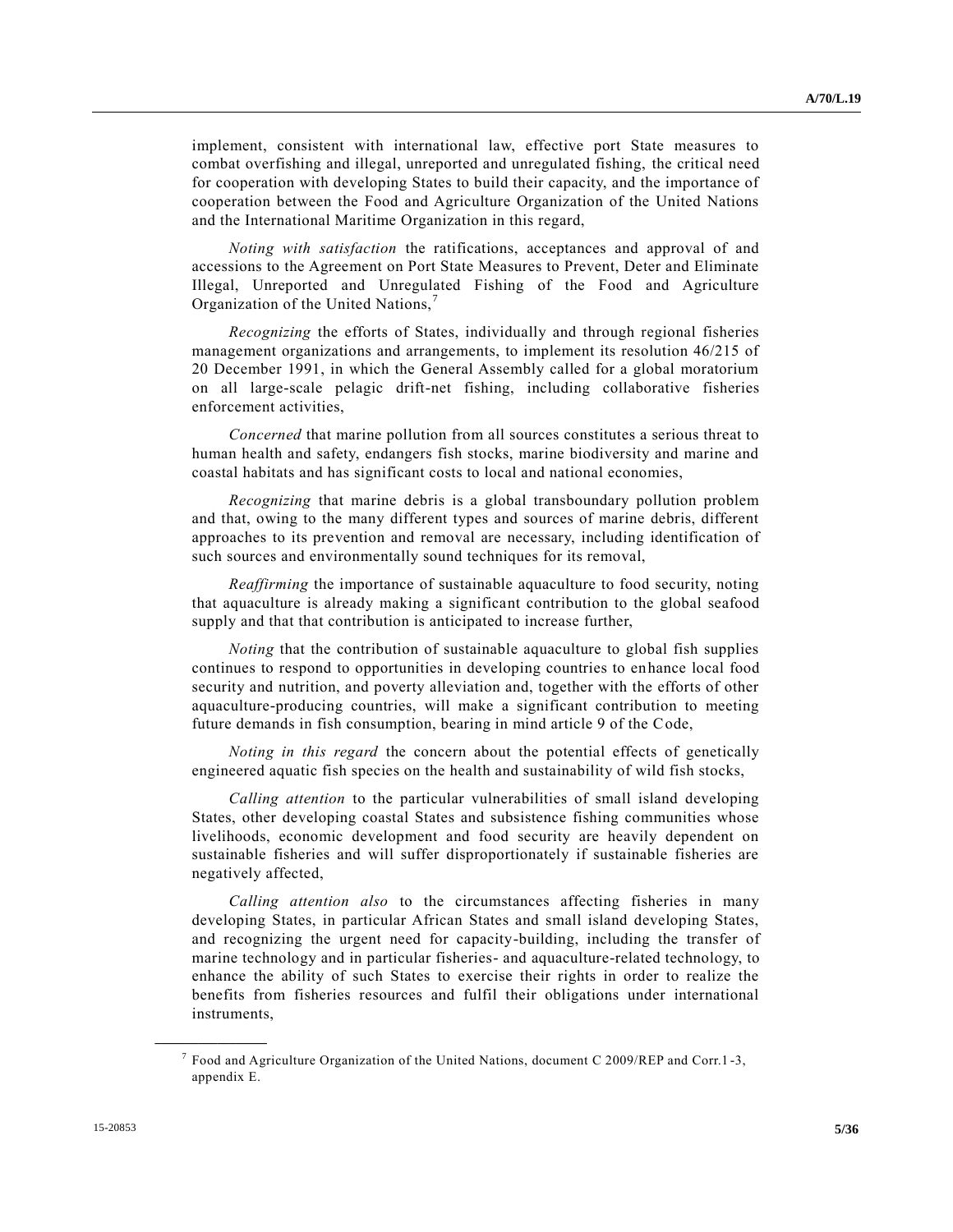implement, consistent with international law, effective port State measures to combat overfishing and illegal, unreported and unregulated fishing, the critical need for cooperation with developing States to build their capacity, and the importance of cooperation between the Food and Agriculture Organization of the United Nations and the International Maritime Organization in this regard,

*Noting with satisfaction* the ratifications, acceptances and approval of and accessions to the Agreement on Port State Measures to Prevent, Deter and Eliminate Illegal, Unreported and Unregulated Fishing of the Food and Agriculture Organization of the United Nations,[7]

*Recognizing* the efforts of States, individually and through regional fisheries management organizations and arrangements, to implement its resolution 46/215 of 20 December 1991, in which the General Assembly called for a global moratorium on all large-scale pelagic drift-net fishing, including collaborative fisheries enforcement activities,

*Concerned* that marine pollution from all sources constitutes a serious threat to human health and safety, endangers fish stocks, marine biodiversity and marine and coastal habitats and has significant costs to local and national economies,

*Recognizing* that marine debris is a global transboundary pollution problem and that, owing to the many different types and sources of marine debris, different approaches to its prevention and removal are necessary, including identification of such sources and environmentally sound techniques for its removal,

*Reaffirming* the importance of sustainable aquaculture to food security, noting that aquaculture is already making a significant contribution to the global seafood supply and that that contribution is anticipated to increase further,

*Noting* that the contribution of sustainable aquaculture to global fish supplies continues to respond to opportunities in developing countries to enhance local food security and nutrition, and poverty alleviation and, together with the efforts of other aquaculture-producing countries, will make a significant contribution to meeting future demands in fish consumption, bearing in mind article 9 of the Code,

*Noting in this regard* the concern about the potential effects of genetically engineered aquatic fish species on the health and sustainability of wild fish stocks,

*Calling attention* to the particular vulnerabilities of small island developing States, other developing coastal States and subsistence fishing communities whose livelihoods, economic development and food security are heavily dependent on sustainable fisheries and will suffer disproportionately if sustainable fisheries are negatively affected,

*Calling attention also* to the circumstances affecting fisheries in many developing States, in particular African States and small island developing States, and recognizing the urgent need for capacity-building, including the transfer of marine technology and in particular fisheries- and aquaculture-related technology, to enhance the ability of such States to exercise their rights in order to realize the benefits from fisheries resources and fulfil their obligations under international instruments,

---

[7] Food and Agriculture Organization of the United Nations, document C 2009/REP and Corr.1-3, appendix E.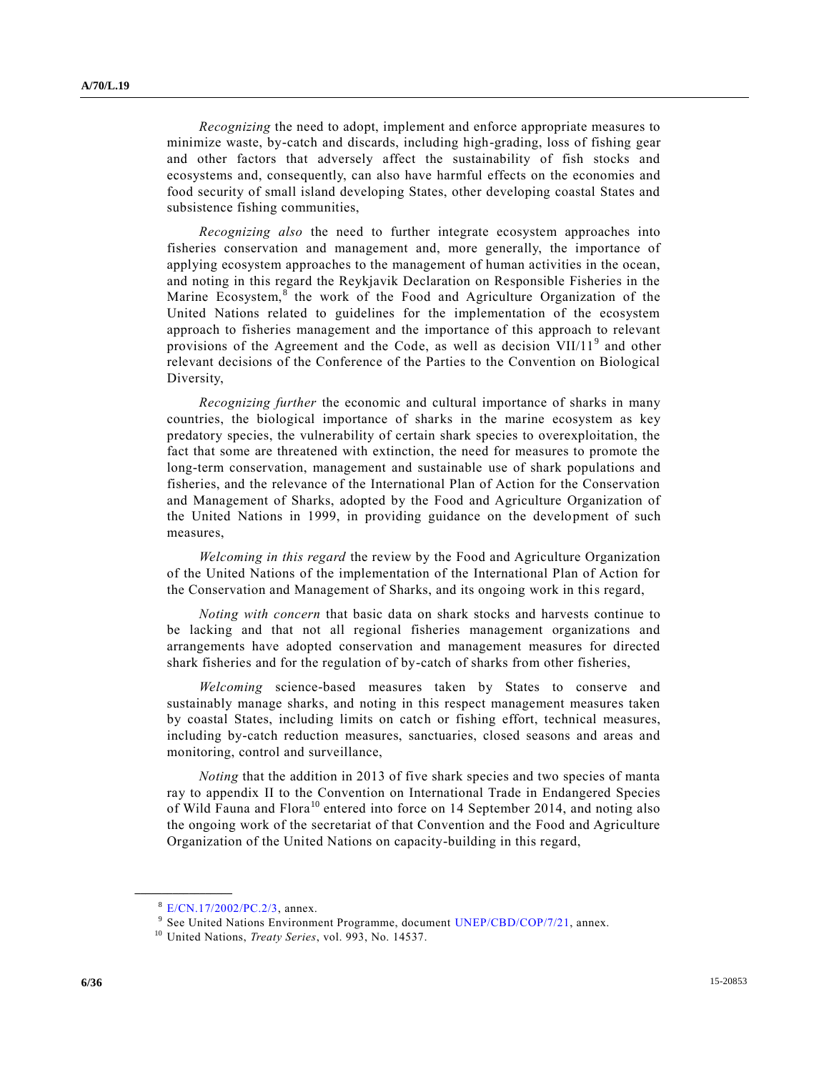*Recognizing* the need to adopt, implement and enforce appropriate measures to minimize waste, by-catch and discards, including high-grading, loss of fishing gear and other factors that adversely affect the sustainability of fish stocks and ecosystems and, consequently, can also have harmful effects on the economies and food security of small island developing States, other developing coastal States and subsistence fishing communities,

*Recognizing also* the need to further integrate ecosystem approaches into fisheries conservation and management and, more generally, the importance of applying ecosystem approaches to the management of human activities in the ocean, and noting in this regard the Reykjavik Declaration on Responsible Fisheries in the Marine Ecosystem,[8] the work of the Food and Agriculture Organization of the United Nations related to guidelines for the implementation of the ecosystem approach to fisheries management and the importance of this approach to relevant provisions of the Agreement and the Code, as well as decision VII/11[9] and other relevant decisions of the Conference of the Parties to the Convention on Biological Diversity,

*Recognizing further* the economic and cultural importance of sharks in many countries, the biological importance of sharks in the marine ecosystem as key predatory species, the vulnerability of certain shark species to overexploitation, the fact that some are threatened with extinction, the need for measures to promote the long-term conservation, management and sustainable use of shark populations and fisheries, and the relevance of the International Plan of Action for the Conservation and Management of Sharks, adopted by the Food and Agriculture Organization of the United Nations in 1999, in providing guidance on the development of such measures,

*Welcoming in this regard* the review by the Food and Agriculture Organization of the United Nations of the implementation of the International Plan of Action for the Conservation and Management of Sharks, and its ongoing work in this regard,

*Noting with concern* that basic data on shark stocks and harvests continue to be lacking and that not all regional fisheries management organizations and arrangements have adopted conservation and management measures for directed shark fisheries and for the regulation of by-catch of sharks from other fisheries,

*Welcoming* science-based measures taken by States to conserve and sustainably manage sharks, and noting in this respect management measures taken by coastal States, including limits on catch or fishing effort, technical measures, including by-catch reduction measures, sanctuaries, closed seasons and areas and monitoring, control and surveillance,

*Noting* that the addition in 2013 of five shark species and two species of manta ray to appendix II to the Convention on International Trade in Endangered Species of Wild Fauna and Flora[10] entered into force on 14 September 2014, and noting also the ongoing work of the secretariat of that Convention and the Food and Agriculture Organization of the United Nations on capacity-building in this regard,

---

[8] E/CN.17/2002/PC.2/3, annex.

[9] See United Nations Environment Programme, document UNEP/CBD/COP/7/21, annex.

[10] United Nations, *Treaty Series*, vol. 993, No. 14537.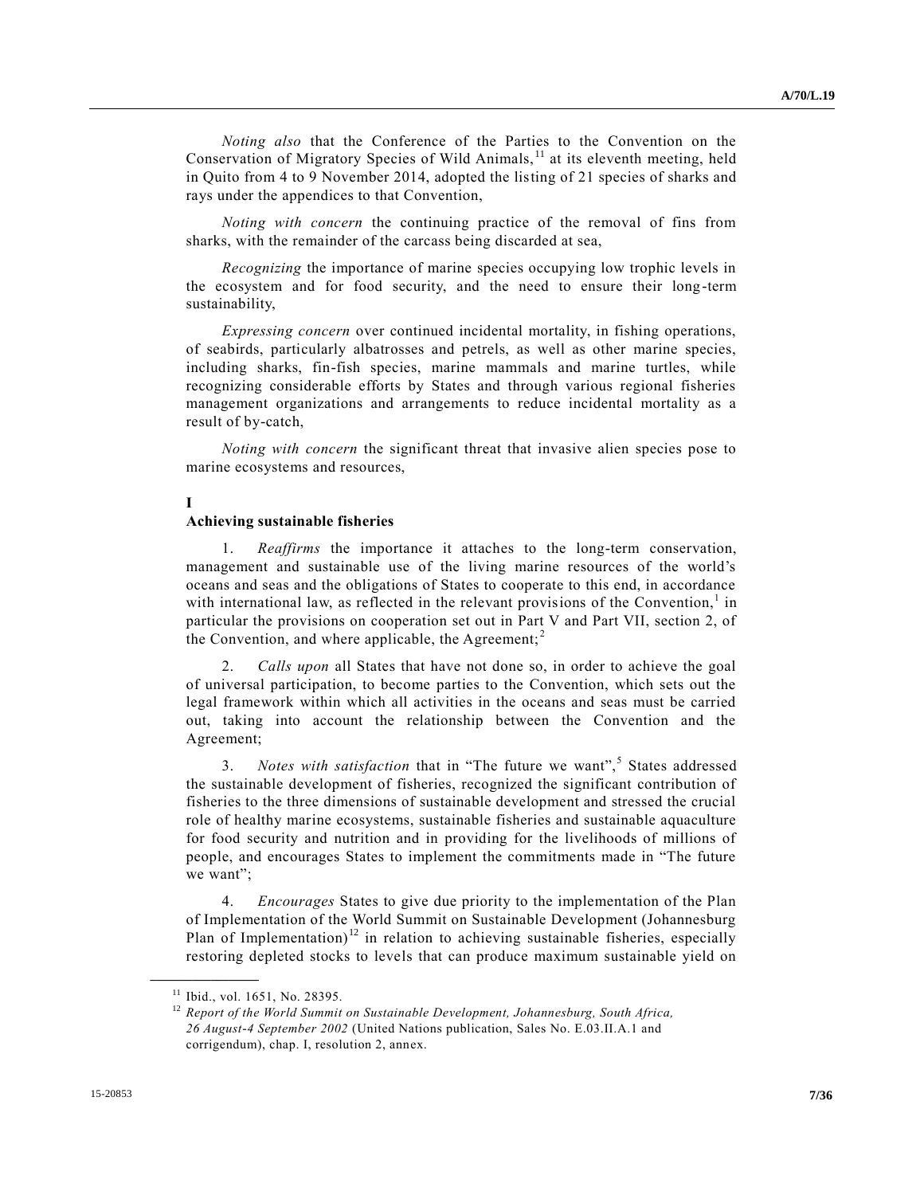*Noting also* that the Conference of the Parties to the Convention on the Conservation of Migratory Species of Wild Animals,[11] at its eleventh meeting, held in Quito from 4 to 9 November 2014, adopted the listing of 21 species of sharks and rays under the appendices to that Convention,

*Noting with concern* the continuing practice of the removal of fins from sharks, with the remainder of the carcass being discarded at sea,

*Recognizing* the importance of marine species occupying low trophic levels in the ecosystem and for food security, and the need to ensure their long-term sustainability,

*Expressing concern* over continued incidental mortality, in fishing operations, of seabirds, particularly albatrosses and petrels, as well as other marine species, including sharks, fin-fish species, marine mammals and marine turtles, while recognizing considerable efforts by States and through various regional fisheries management organizations and arrangements to reduce incidental mortality as a result of by-catch,

*Noting with concern* the significant threat that invasive alien species pose to marine ecosystems and resources,

## I
## Achieving sustainable fisheries

1. *Reaffirms* the importance it attaches to the long-term conservation, management and sustainable use of the living marine resources of the world's oceans and seas and the obligations of States to cooperate to this end, in accordance with international law, as reflected in the relevant provisions of the Convention,[1] in particular the provisions on cooperation set out in Part V and Part VII, section 2, of the Convention, and where applicable, the Agreement;[2]

2. *Calls upon* all States that have not done so, in order to achieve the goal of universal participation, to become parties to the Convention, which sets out the legal framework within which all activities in the oceans and seas must be carried out, taking into account the relationship between the Convention and the Agreement;

3. *Notes with satisfaction* that in "The future we want",[5] States addressed the sustainable development of fisheries, recognized the significant contribution of fisheries to the three dimensions of sustainable development and stressed the crucial role of healthy marine ecosystems, sustainable fisheries and sustainable aquaculture for food security and nutrition and in providing for the livelihoods of millions of people, and encourages States to implement the commitments made in "The future we want";

4. *Encourages* States to give due priority to the implementation of the Plan of Implementation of the World Summit on Sustainable Development (Johannesburg Plan of Implementation)[12] in relation to achieving sustainable fisheries, especially restoring depleted stocks to levels that can produce maximum sustainable yield on

---

[11] Ibid., vol. 1651, No. 28395.

[12] *Report of the World Summit on Sustainable Development, Johannesburg, South Africa, 26 August-4 September 2002* (United Nations publication, Sales No. E.03.II.A.1 and corrigendum), chap. I, resolution 2, annex.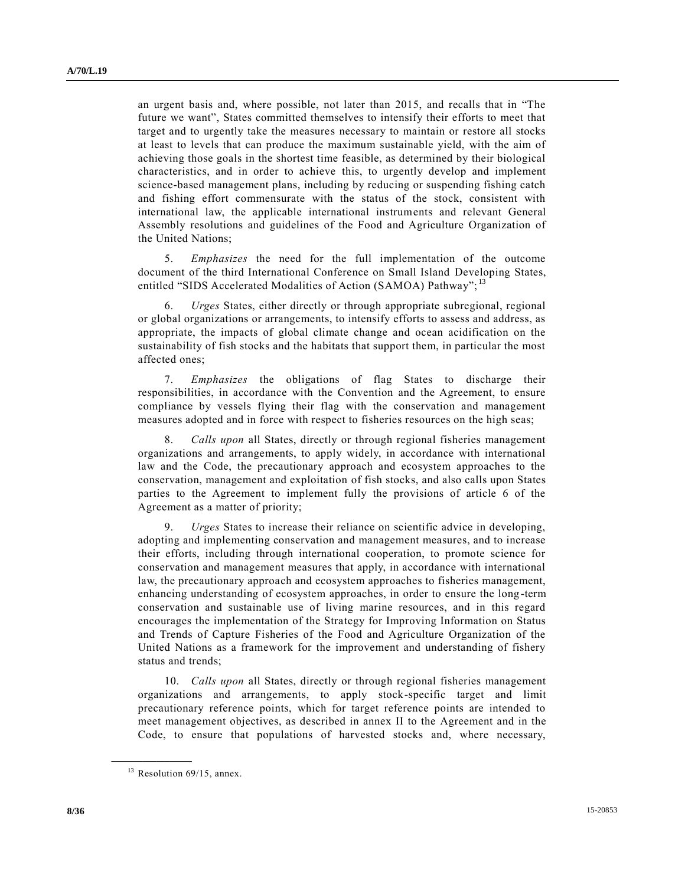an urgent basis and, where possible, not later than 2015, and recalls that in "The future we want", States committed themselves to intensify their efforts to meet that target and to urgently take the measures necessary to maintain or restore all stocks at least to levels that can produce the maximum sustainable yield, with the aim of achieving those goals in the shortest time feasible, as determined by their biological characteristics, and in order to achieve this, to urgently develop and implement science-based management plans, including by reducing or suspending fishing catch and fishing effort commensurate with the status of the stock, consistent with international law, the applicable international instruments and relevant General Assembly resolutions and guidelines of the Food and Agriculture Organization of the United Nations;

5. *Emphasizes* the need for the full implementation of the outcome document of the third International Conference on Small Island Developing States, entitled "SIDS Accelerated Modalities of Action (SAMOA) Pathway";[13]

6. *Urges* States, either directly or through appropriate subregional, regional or global organizations or arrangements, to intensify efforts to assess and address, as appropriate, the impacts of global climate change and ocean acidification on the sustainability of fish stocks and the habitats that support them, in particular the most affected ones;

7. *Emphasizes* the obligations of flag States to discharge their responsibilities, in accordance with the Convention and the Agreement, to ensure compliance by vessels flying their flag with the conservation and management measures adopted and in force with respect to fisheries resources on the high seas;

8. *Calls upon* all States, directly or through regional fisheries management organizations and arrangements, to apply widely, in accordance with international law and the Code, the precautionary approach and ecosystem approaches to the conservation, management and exploitation of fish stocks, and also calls upon States parties to the Agreement to implement fully the provisions of article 6 of the Agreement as a matter of priority;

9. *Urges* States to increase their reliance on scientific advice in developing, adopting and implementing conservation and management measures, and to increase their efforts, including through international cooperation, to promote science for conservation and management measures that apply, in accordance with international law, the precautionary approach and ecosystem approaches to fisheries management, enhancing understanding of ecosystem approaches, in order to ensure the long-term conservation and sustainable use of living marine resources, and in this regard encourages the implementation of the Strategy for Improving Information on Status and Trends of Capture Fisheries of the Food and Agriculture Organization of the United Nations as a framework for the improvement and understanding of fishery status and trends;

10. *Calls upon* all States, directly or through regional fisheries management organizations and arrangements, to apply stock-specific target and limit precautionary reference points, which for target reference points are intended to meet management objectives, as described in annex II to the Agreement and in the Code, to ensure that populations of harvested stocks and, where necessary,

---

[13] Resolution 69/15, annex.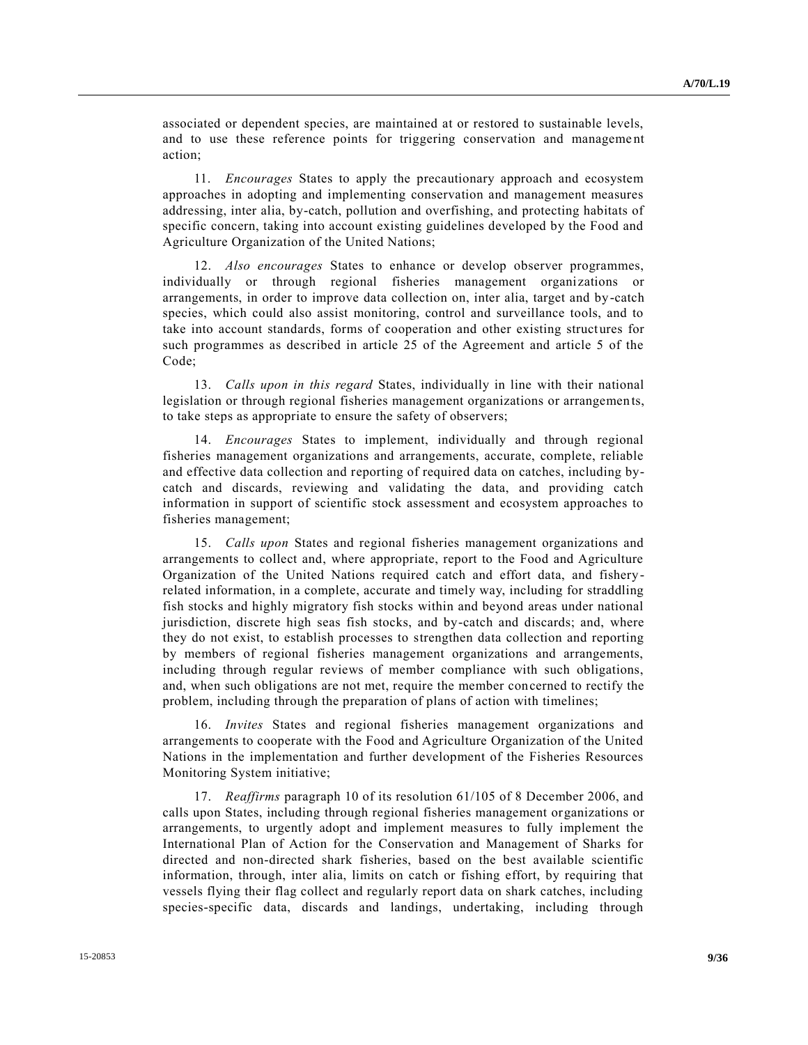associated or dependent species, are maintained at or restored to sustainable levels, and to use these reference points for triggering conservation and management action;

11. *Encourages* States to apply the precautionary approach and ecosystem approaches in adopting and implementing conservation and management measures addressing, inter alia, by-catch, pollution and overfishing, and protecting habitats of specific concern, taking into account existing guidelines developed by the Food and Agriculture Organization of the United Nations;

12. *Also encourages* States to enhance or develop observer programmes, individually or through regional fisheries management organizations or arrangements, in order to improve data collection on, inter alia, target and by-catch species, which could also assist monitoring, control and surveillance tools, and to take into account standards, forms of cooperation and other existing structures for such programmes as described in article 25 of the Agreement and article 5 of the Code;

13. *Calls upon in this regard* States, individually in line with their national legislation or through regional fisheries management organizations or arrangements, to take steps as appropriate to ensure the safety of observers;

14. *Encourages* States to implement, individually and through regional fisheries management organizations and arrangements, accurate, complete, reliable and effective data collection and reporting of required data on catches, including by-catch and discards, reviewing and validating the data, and providing catch information in support of scientific stock assessment and ecosystem approaches to fisheries management;

15. *Calls upon* States and regional fisheries management organizations and arrangements to collect and, where appropriate, report to the Food and Agriculture Organization of the United Nations required catch and effort data, and fishery-related information, in a complete, accurate and timely way, including for straddling fish stocks and highly migratory fish stocks within and beyond areas under national jurisdiction, discrete high seas fish stocks, and by-catch and discards; and, where they do not exist, to establish processes to strengthen data collection and reporting by members of regional fisheries management organizations and arrangements, including through regular reviews of member compliance with such obligations, and, when such obligations are not met, require the member concerned to rectify the problem, including through the preparation of plans of action with timelines;

16. *Invites* States and regional fisheries management organizations and arrangements to cooperate with the Food and Agriculture Organization of the United Nations in the implementation and further development of the Fisheries Resources Monitoring System initiative;

17. *Reaffirms* paragraph 10 of its resolution 61/105 of 8 December 2006, and calls upon States, including through regional fisheries management organizations or arrangements, to urgently adopt and implement measures to fully implement the International Plan of Action for the Conservation and Management of Sharks for directed and non-directed shark fisheries, based on the best available scientific information, through, inter alia, limits on catch or fishing effort, by requiring that vessels flying their flag collect and regularly report data on shark catches, including species-specific data, discards and landings, undertaking, including through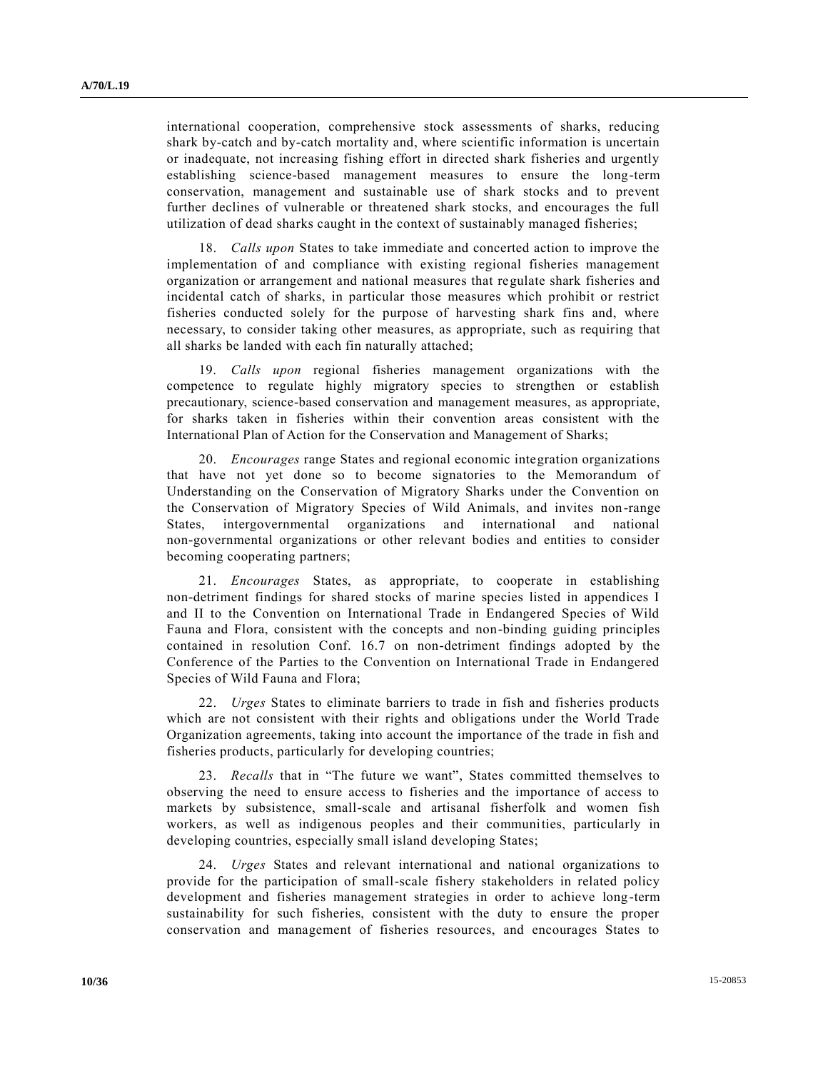international cooperation, comprehensive stock assessments of sharks, reducing shark by-catch and by-catch mortality and, where scientific information is uncertain or inadequate, not increasing fishing effort in directed shark fisheries and urgently establishing science-based management measures to ensure the long-term conservation, management and sustainable use of shark stocks and to prevent further declines of vulnerable or threatened shark stocks, and encourages the full utilization of dead sharks caught in the context of sustainably managed fisheries;

18. *Calls upon* States to take immediate and concerted action to improve the implementation of and compliance with existing regional fisheries management organization or arrangement and national measures that regulate shark fisheries and incidental catch of sharks, in particular those measures which prohibit or restrict fisheries conducted solely for the purpose of harvesting shark fins and, where necessary, to consider taking other measures, as appropriate, such as requiring that all sharks be landed with each fin naturally attached;

19. *Calls upon* regional fisheries management organizations with the competence to regulate highly migratory species to strengthen or establish precautionary, science-based conservation and management measures, as appropriate, for sharks taken in fisheries within their convention areas consistent with the International Plan of Action for the Conservation and Management of Sharks;

20. *Encourages* range States and regional economic integration organizations that have not yet done so to become signatories to the Memorandum of Understanding on the Conservation of Migratory Sharks under the Convention on the Conservation of Migratory Species of Wild Animals, and invites non-range States, intergovernmental organizations and international and national non-governmental organizations or other relevant bodies and entities to consider becoming cooperating partners;

21. *Encourages* States, as appropriate, to cooperate in establishing non-detriment findings for shared stocks of marine species listed in appendices I and II to the Convention on International Trade in Endangered Species of Wild Fauna and Flora, consistent with the concepts and non-binding guiding principles contained in resolution Conf. 16.7 on non-detriment findings adopted by the Conference of the Parties to the Convention on International Trade in Endangered Species of Wild Fauna and Flora;

22. *Urges* States to eliminate barriers to trade in fish and fisheries products which are not consistent with their rights and obligations under the World Trade Organization agreements, taking into account the importance of the trade in fish and fisheries products, particularly for developing countries;

23. *Recalls* that in "The future we want", States committed themselves to observing the need to ensure access to fisheries and the importance of access to markets by subsistence, small-scale and artisanal fisherfolk and women fish workers, as well as indigenous peoples and their communities, particularly in developing countries, especially small island developing States;

24. *Urges* States and relevant international and national organizations to provide for the participation of small-scale fishery stakeholders in related policy development and fisheries management strategies in order to achieve long-term sustainability for such fisheries, consistent with the duty to ensure the proper conservation and management of fisheries resources, and encourages States to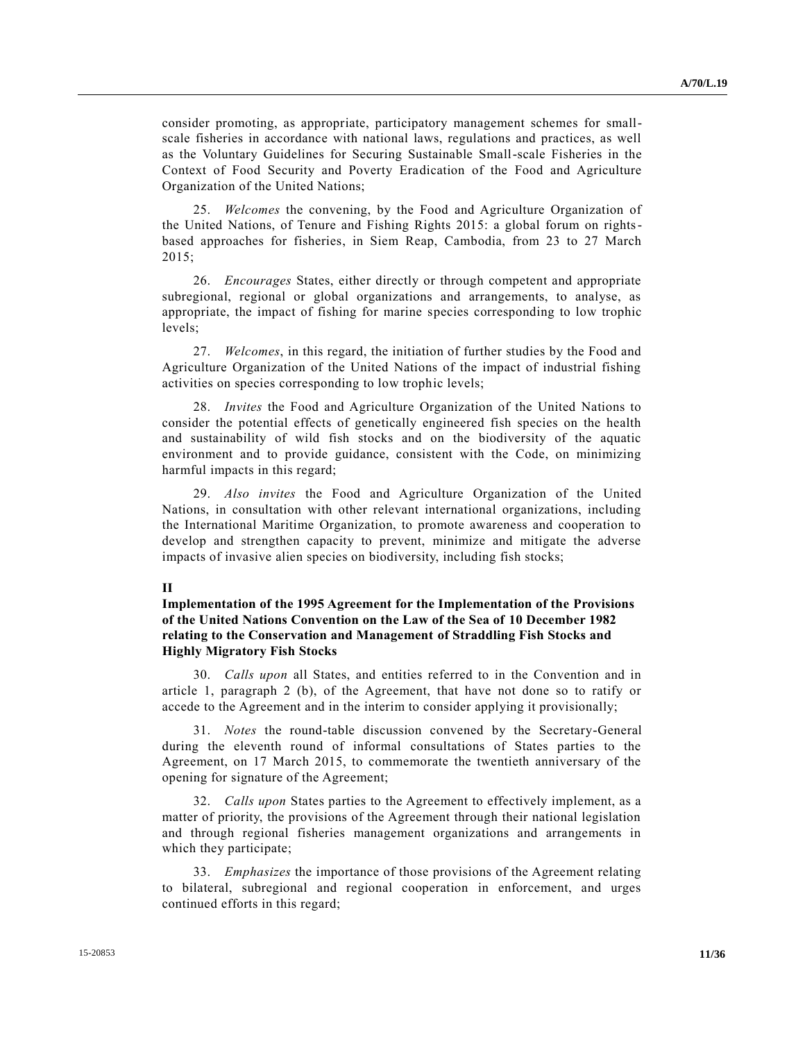consider promoting, as appropriate, participatory management schemes for small-scale fisheries in accordance with national laws, regulations and practices, as well as the Voluntary Guidelines for Securing Sustainable Small-scale Fisheries in the Context of Food Security and Poverty Eradication of the Food and Agriculture Organization of the United Nations;

25. *Welcomes* the convening, by the Food and Agriculture Organization of the United Nations, of Tenure and Fishing Rights 2015: a global forum on rights-based approaches for fisheries, in Siem Reap, Cambodia, from 23 to 27 March 2015;

26. *Encourages* States, either directly or through competent and appropriate subregional, regional or global organizations and arrangements, to analyse, as appropriate, the impact of fishing for marine species corresponding to low trophic levels;

27. *Welcomes*, in this regard, the initiation of further studies by the Food and Agriculture Organization of the United Nations of the impact of industrial fishing activities on species corresponding to low trophic levels;

28. *Invites* the Food and Agriculture Organization of the United Nations to consider the potential effects of genetically engineered fish species on the health and sustainability of wild fish stocks and on the biodiversity of the aquatic environment and to provide guidance, consistent with the Code, on minimizing harmful impacts in this regard;

29. *Also invites* the Food and Agriculture Organization of the United Nations, in consultation with other relevant international organizations, including the International Maritime Organization, to promote awareness and cooperation to develop and strengthen capacity to prevent, minimize and mitigate the adverse impacts of invasive alien species on biodiversity, including fish stocks;

**II**

**Implementation of the 1995 Agreement for the Implementation of the Provisions of the United Nations Convention on the Law of the Sea of 10 December 1982 relating to the Conservation and Management of Straddling Fish Stocks and Highly Migratory Fish Stocks**

30. *Calls upon* all States, and entities referred to in the Convention and in article 1, paragraph 2 (b), of the Agreement, that have not done so to ratify or accede to the Agreement and in the interim to consider applying it provisionally;

31. *Notes* the round-table discussion convened by the Secretary-General during the eleventh round of informal consultations of States parties to the Agreement, on 17 March 2015, to commemorate the twentieth anniversary of the opening for signature of the Agreement;

32. *Calls upon* States parties to the Agreement to effectively implement, as a matter of priority, the provisions of the Agreement through their national legislation and through regional fisheries management organizations and arrangements in which they participate;

33. *Emphasizes* the importance of those provisions of the Agreement relating to bilateral, subregional and regional cooperation in enforcement, and urges continued efforts in this regard;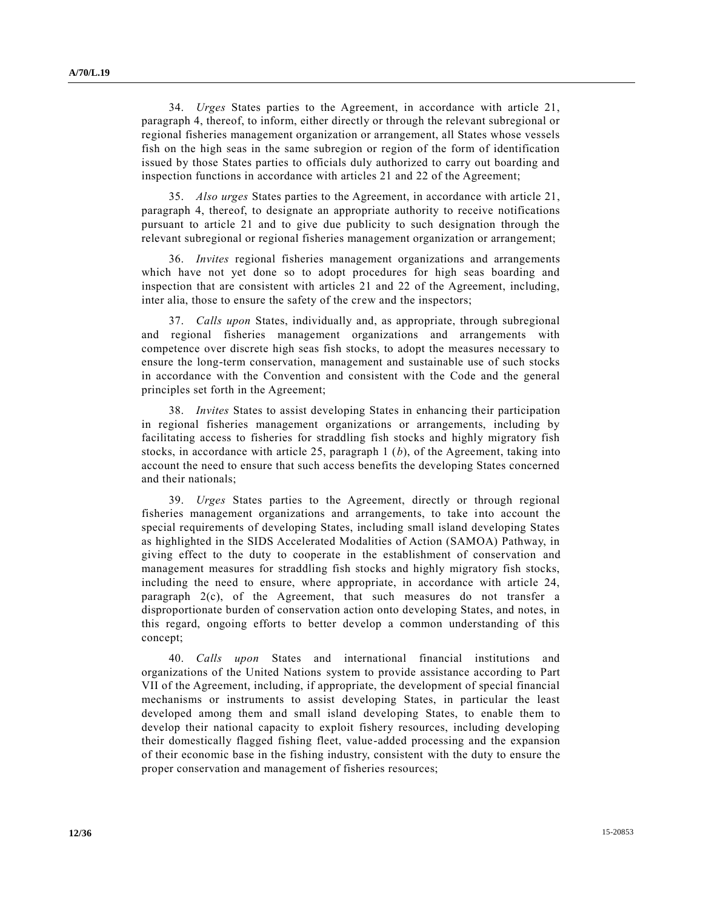34. *Urges* States parties to the Agreement, in accordance with article 21, paragraph 4, thereof, to inform, either directly or through the relevant subregional or regional fisheries management organization or arrangement, all States whose vessels fish on the high seas in the same subregion or region of the form of identification issued by those States parties to officials duly authorized to carry out boarding and inspection functions in accordance with articles 21 and 22 of the Agreement;

35. *Also urges* States parties to the Agreement, in accordance with article 21, paragraph 4, thereof, to designate an appropriate authority to receive notifications pursuant to article 21 and to give due publicity to such designation through the relevant subregional or regional fisheries management organization or arrangement;

36. *Invites* regional fisheries management organizations and arrangements which have not yet done so to adopt procedures for high seas boarding and inspection that are consistent with articles 21 and 22 of the Agreement, including, inter alia, those to ensure the safety of the crew and the inspectors;

37. *Calls upon* States, individually and, as appropriate, through subregional and regional fisheries management organizations and arrangements with competence over discrete high seas fish stocks, to adopt the measures necessary to ensure the long-term conservation, management and sustainable use of such stocks in accordance with the Convention and consistent with the Code and the general principles set forth in the Agreement;

38. *Invites* States to assist developing States in enhancing their participation in regional fisheries management organizations or arrangements, including by facilitating access to fisheries for straddling fish stocks and highly migratory fish stocks, in accordance with article 25, paragraph 1 (*b*), of the Agreement, taking into account the need to ensure that such access benefits the developing States concerned and their nationals;

39. *Urges* States parties to the Agreement, directly or through regional fisheries management organizations and arrangements, to take into account the special requirements of developing States, including small island developing States as highlighted in the SIDS Accelerated Modalities of Action (SAMOA) Pathway, in giving effect to the duty to cooperate in the establishment of conservation and management measures for straddling fish stocks and highly migratory fish stocks, including the need to ensure, where appropriate, in accordance with article 24, paragraph 2(c), of the Agreement, that such measures do not transfer a disproportionate burden of conservation action onto developing States, and notes, in this regard, ongoing efforts to better develop a common understanding of this concept;

40. *Calls upon* States and international financial institutions and organizations of the United Nations system to provide assistance according to Part VII of the Agreement, including, if appropriate, the development of special financial mechanisms or instruments to assist developing States, in particular the least developed among them and small island developing States, to enable them to develop their national capacity to exploit fishery resources, including developing their domestically flagged fishing fleet, value-added processing and the expansion of their economic base in the fishing industry, consistent with the duty to ensure the proper conservation and management of fisheries resources;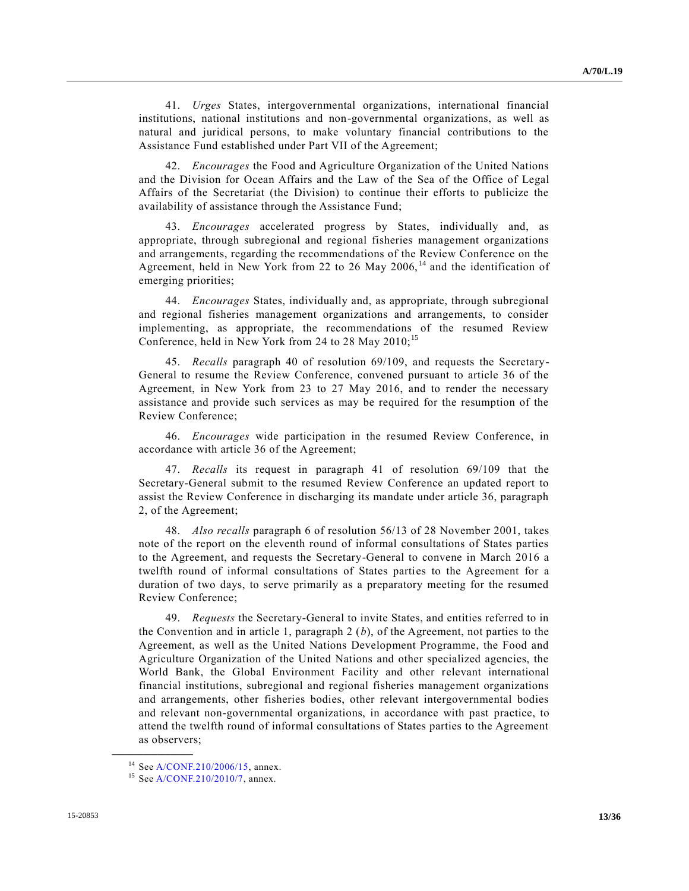41. *Urges* States, intergovernmental organizations, international financial institutions, national institutions and non-governmental organizations, as well as natural and juridical persons, to make voluntary financial contributions to the Assistance Fund established under Part VII of the Agreement;

42. *Encourages* the Food and Agriculture Organization of the United Nations and the Division for Ocean Affairs and the Law of the Sea of the Office of Legal Affairs of the Secretariat (the Division) to continue their efforts to publicize the availability of assistance through the Assistance Fund;

43. *Encourages* accelerated progress by States, individually and, as appropriate, through subregional and regional fisheries management organizations and arrangements, regarding the recommendations of the Review Conference on the Agreement, held in New York from 22 to 26 May 2006,[14] and the identification of emerging priorities;

44. *Encourages* States, individually and, as appropriate, through subregional and regional fisheries management organizations and arrangements, to consider implementing, as appropriate, the recommendations of the resumed Review Conference, held in New York from 24 to 28 May 2010;[15]

45. *Recalls* paragraph 40 of resolution 69/109, and requests the Secretary-General to resume the Review Conference, convened pursuant to article 36 of the Agreement, in New York from 23 to 27 May 2016, and to render the necessary assistance and provide such services as may be required for the resumption of the Review Conference;

46. *Encourages* wide participation in the resumed Review Conference, in accordance with article 36 of the Agreement;

47. *Recalls* its request in paragraph 41 of resolution 69/109 that the Secretary-General submit to the resumed Review Conference an updated report to assist the Review Conference in discharging its mandate under article 36, paragraph 2, of the Agreement;

48. *Also recalls* paragraph 6 of resolution 56/13 of 28 November 2001, takes note of the report on the eleventh round of informal consultations of States parties to the Agreement, and requests the Secretary-General to convene in March 2016 a twelfth round of informal consultations of States parties to the Agreement for a duration of two days, to serve primarily as a preparatory meeting for the resumed Review Conference;

49. *Requests* the Secretary-General to invite States, and entities referred to in the Convention and in article 1, paragraph 2 (*b*), of the Agreement, not parties to the Agreement, as well as the United Nations Development Programme, the Food and Agriculture Organization of the United Nations and other specialized agencies, the World Bank, the Global Environment Facility and other relevant international financial institutions, subregional and regional fisheries management organizations and arrangements, other fisheries bodies, other relevant intergovernmental bodies and relevant non-governmental organizations, in accordance with past practice, to attend the twelfth round of informal consultations of States parties to the Agreement as observers;

---

[14] See A/CONF.210/2006/15, annex.

[15] See A/CONF.210/2010/7, annex.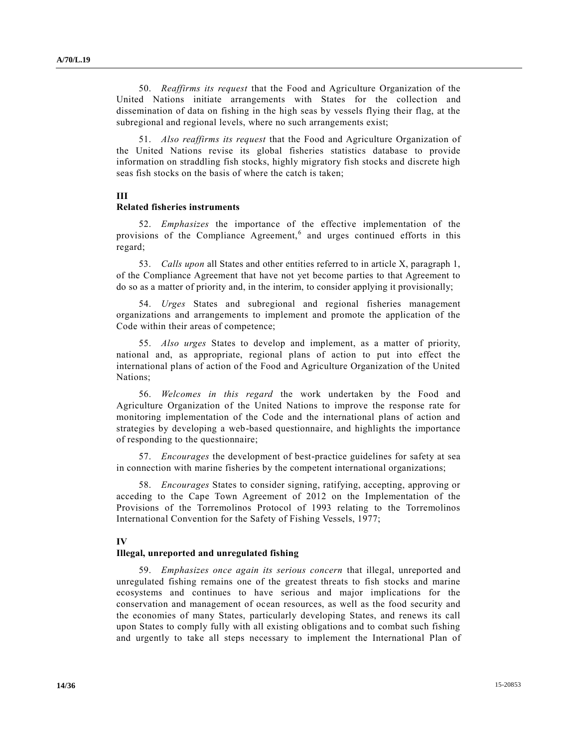50. *Reaffirms its request* that the Food and Agriculture Organization of the United Nations initiate arrangements with States for the collection and dissemination of data on fishing in the high seas by vessels flying their flag, at the subregional and regional levels, where no such arrangements exist;

51. *Also reaffirms its request* that the Food and Agriculture Organization of the United Nations revise its global fisheries statistics database to provide information on straddling fish stocks, highly migratory fish stocks and discrete high seas fish stocks on the basis of where the catch is taken;

## III

## Related fisheries instruments

52. *Emphasizes* the importance of the effective implementation of the provisions of the Compliance Agreement,[6] and urges continued efforts in this regard;

53. *Calls upon* all States and other entities referred to in article X, paragraph 1, of the Compliance Agreement that have not yet become parties to that Agreement to do so as a matter of priority and, in the interim, to consider applying it provisionally;

54. *Urges* States and subregional and regional fisheries management organizations and arrangements to implement and promote the application of the Code within their areas of competence;

55. *Also urges* States to develop and implement, as a matter of priority, national and, as appropriate, regional plans of action to put into effect the international plans of action of the Food and Agriculture Organization of the United Nations;

56. *Welcomes in this regard* the work undertaken by the Food and Agriculture Organization of the United Nations to improve the response rate for monitoring implementation of the Code and the international plans of action and strategies by developing a web-based questionnaire, and highlights the importance of responding to the questionnaire;

57. *Encourages* the development of best-practice guidelines for safety at sea in connection with marine fisheries by the competent international organizations;

58. *Encourages* States to consider signing, ratifying, accepting, approving or acceding to the Cape Town Agreement of 2012 on the Implementation of the Provisions of the Torremolinos Protocol of 1993 relating to the Torremolinos International Convention for the Safety of Fishing Vessels, 1977;

## IV

## Illegal, unreported and unregulated fishing

59. *Emphasizes once again its serious concern* that illegal, unreported and unregulated fishing remains one of the greatest threats to fish stocks and marine ecosystems and continues to have serious and major implications for the conservation and management of ocean resources, as well as the food security and the economies of many States, particularly developing States, and renews its call upon States to comply fully with all existing obligations and to combat such fishing and urgently to take all steps necessary to implement the International Plan of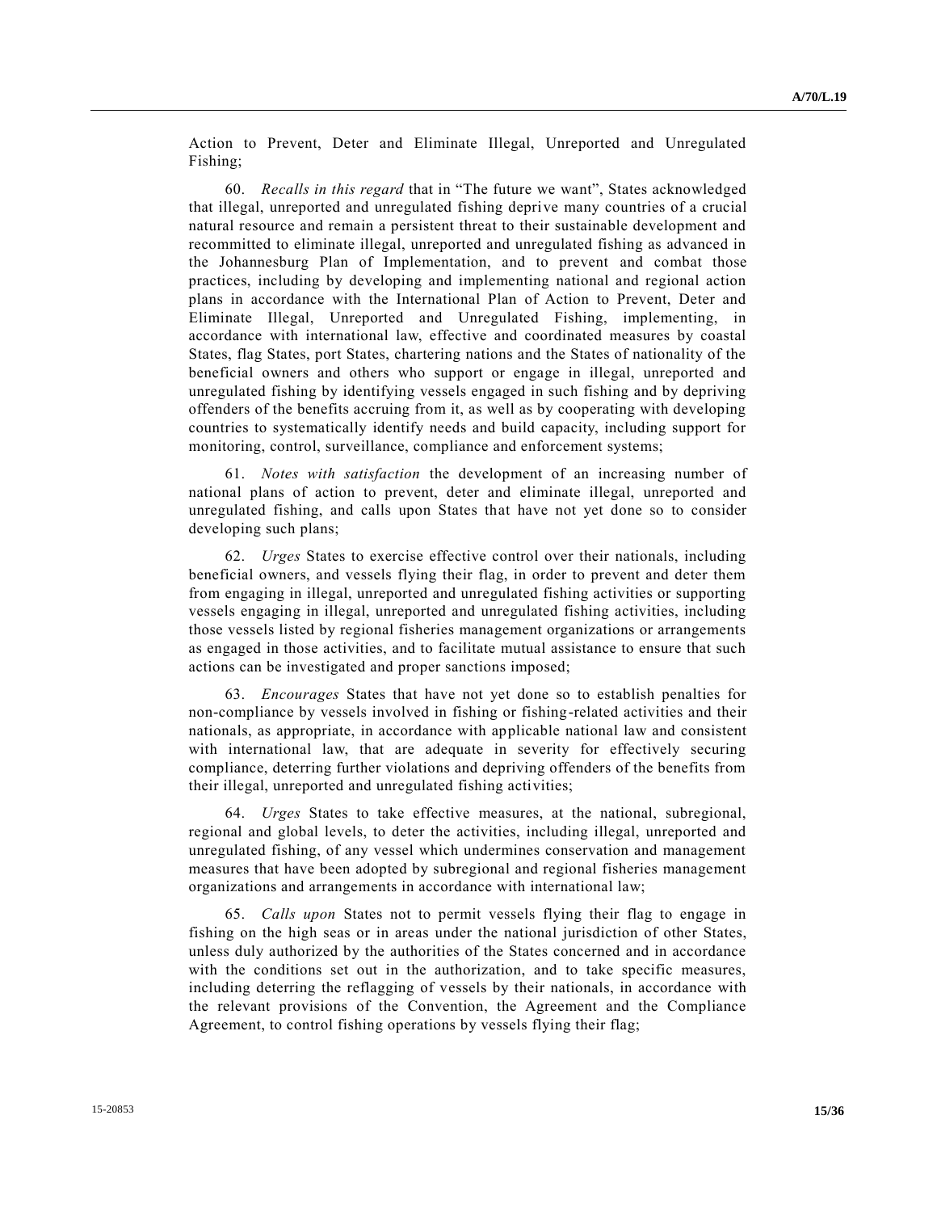Action to Prevent, Deter and Eliminate Illegal, Unreported and Unregulated Fishing;

60. *Recalls in this regard* that in "The future we want", States acknowledged that illegal, unreported and unregulated fishing deprive many countries of a crucial natural resource and remain a persistent threat to their sustainable development and recommitted to eliminate illegal, unreported and unregulated fishing as advanced in the Johannesburg Plan of Implementation, and to prevent and combat those practices, including by developing and implementing national and regional action plans in accordance with the International Plan of Action to Prevent, Deter and Eliminate Illegal, Unreported and Unregulated Fishing, implementing, in accordance with international law, effective and coordinated measures by coastal States, flag States, port States, chartering nations and the States of nationality of the beneficial owners and others who support or engage in illegal, unreported and unregulated fishing by identifying vessels engaged in such fishing and by depriving offenders of the benefits accruing from it, as well as by cooperating with developing countries to systematically identify needs and build capacity, including support for monitoring, control, surveillance, compliance and enforcement systems;

61. *Notes with satisfaction* the development of an increasing number of national plans of action to prevent, deter and eliminate illegal, unreported and unregulated fishing, and calls upon States that have not yet done so to consider developing such plans;

62. *Urges* States to exercise effective control over their nationals, including beneficial owners, and vessels flying their flag, in order to prevent and deter them from engaging in illegal, unreported and unregulated fishing activities or supporting vessels engaging in illegal, unreported and unregulated fishing activities, including those vessels listed by regional fisheries management organizations or arrangements as engaged in those activities, and to facilitate mutual assistance to ensure that such actions can be investigated and proper sanctions imposed;

63. *Encourages* States that have not yet done so to establish penalties for non-compliance by vessels involved in fishing or fishing-related activities and their nationals, as appropriate, in accordance with applicable national law and consistent with international law, that are adequate in severity for effectively securing compliance, deterring further violations and depriving offenders of the benefits from their illegal, unreported and unregulated fishing activities;

64. *Urges* States to take effective measures, at the national, subregional, regional and global levels, to deter the activities, including illegal, unreported and unregulated fishing, of any vessel which undermines conservation and management measures that have been adopted by subregional and regional fisheries management organizations and arrangements in accordance with international law;

65. *Calls upon* States not to permit vessels flying their flag to engage in fishing on the high seas or in areas under the national jurisdiction of other States, unless duly authorized by the authorities of the States concerned and in accordance with the conditions set out in the authorization, and to take specific measures, including deterring the reflagging of vessels by their nationals, in accordance with the relevant provisions of the Convention, the Agreement and the Compliance Agreement, to control fishing operations by vessels flying their flag;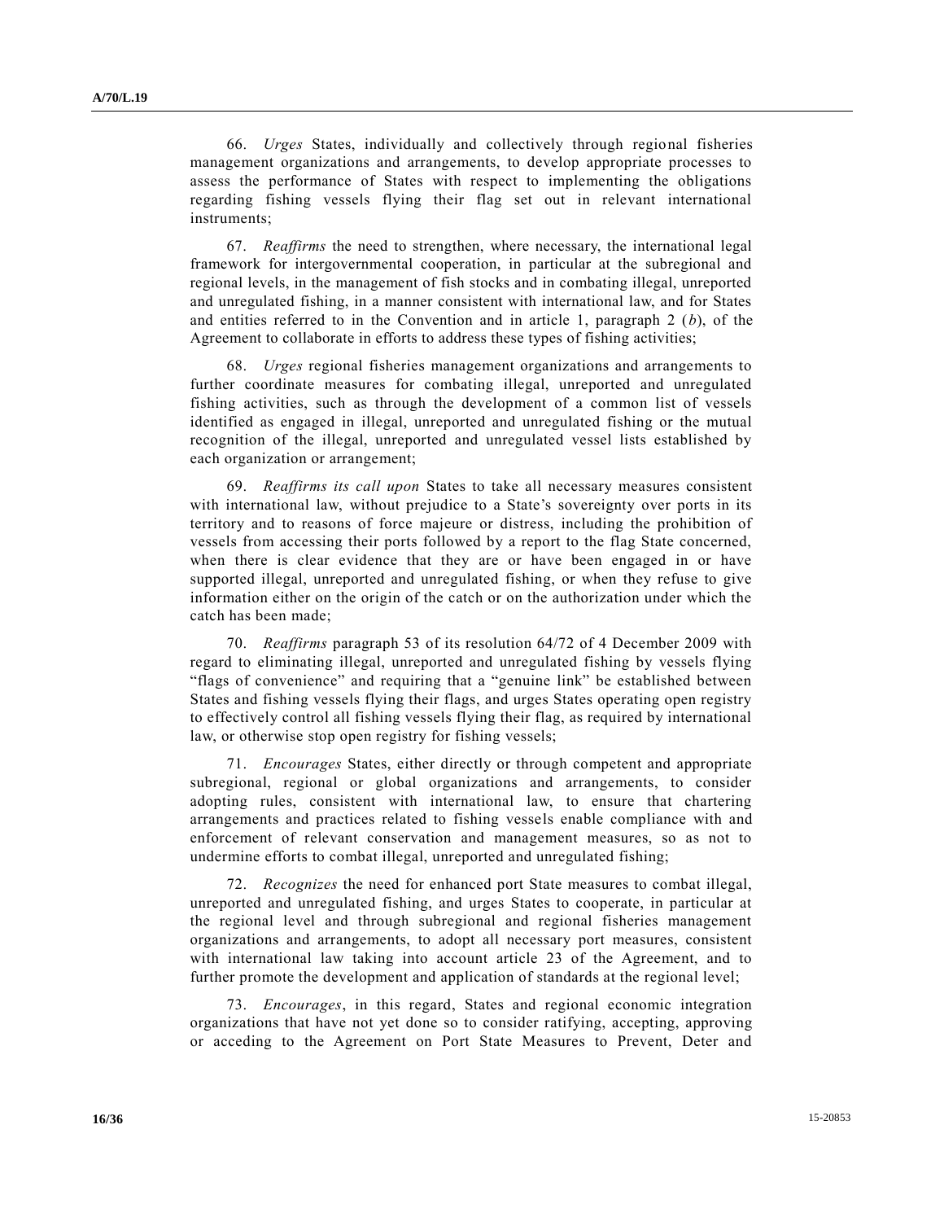66. *Urges* States, individually and collectively through regional fisheries management organizations and arrangements, to develop appropriate processes to assess the performance of States with respect to implementing the obligations regarding fishing vessels flying their flag set out in relevant international instruments;

67. *Reaffirms* the need to strengthen, where necessary, the international legal framework for intergovernmental cooperation, in particular at the subregional and regional levels, in the management of fish stocks and in combating illegal, unreported and unregulated fishing, in a manner consistent with international law, and for States and entities referred to in the Convention and in article 1, paragraph 2 (*b*), of the Agreement to collaborate in efforts to address these types of fishing activities;

68. *Urges* regional fisheries management organizations and arrangements to further coordinate measures for combating illegal, unreported and unregulated fishing activities, such as through the development of a common list of vessels identified as engaged in illegal, unreported and unregulated fishing or the mutual recognition of the illegal, unreported and unregulated vessel lists established by each organization or arrangement;

69. *Reaffirms its call upon* States to take all necessary measures consistent with international law, without prejudice to a State's sovereignty over ports in its territory and to reasons of force majeure or distress, including the prohibition of vessels from accessing their ports followed by a report to the flag State concerned, when there is clear evidence that they are or have been engaged in or have supported illegal, unreported and unregulated fishing, or when they refuse to give information either on the origin of the catch or on the authorization under which the catch has been made;

70. *Reaffirms* paragraph 53 of its resolution 64/72 of 4 December 2009 with regard to eliminating illegal, unreported and unregulated fishing by vessels flying "flags of convenience" and requiring that a "genuine link" be established between States and fishing vessels flying their flags, and urges States operating open registry to effectively control all fishing vessels flying their flag, as required by international law, or otherwise stop open registry for fishing vessels;

71. *Encourages* States, either directly or through competent and appropriate subregional, regional or global organizations and arrangements, to consider adopting rules, consistent with international law, to ensure that chartering arrangements and practices related to fishing vessels enable compliance with and enforcement of relevant conservation and management measures, so as not to undermine efforts to combat illegal, unreported and unregulated fishing;

72. *Recognizes* the need for enhanced port State measures to combat illegal, unreported and unregulated fishing, and urges States to cooperate, in particular at the regional level and through subregional and regional fisheries management organizations and arrangements, to adopt all necessary port measures, consistent with international law taking into account article 23 of the Agreement, and to further promote the development and application of standards at the regional level;

73. *Encourages*, in this regard, States and regional economic integration organizations that have not yet done so to consider ratifying, accepting, approving or acceding to the Agreement on Port State Measures to Prevent, Deter and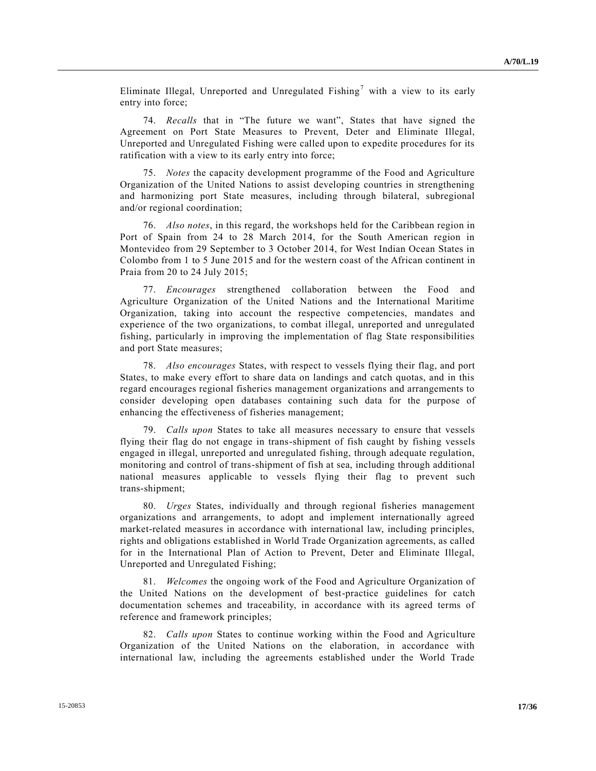Eliminate Illegal, Unreported and Unregulated Fishing[7] with a view to its early entry into force;

74. *Recalls* that in "The future we want", States that have signed the Agreement on Port State Measures to Prevent, Deter and Eliminate Illegal, Unreported and Unregulated Fishing were called upon to expedite procedures for its ratification with a view to its early entry into force;

75. *Notes* the capacity development programme of the Food and Agriculture Organization of the United Nations to assist developing countries in strengthening and harmonizing port State measures, including through bilateral, subregional and/or regional coordination;

76. *Also notes*, in this regard, the workshops held for the Caribbean region in Port of Spain from 24 to 28 March 2014, for the South American region in Montevideo from 29 September to 3 October 2014, for West Indian Ocean States in Colombo from 1 to 5 June 2015 and for the western coast of the African continent in Praia from 20 to 24 July 2015;

77. *Encourages* strengthened collaboration between the Food and Agriculture Organization of the United Nations and the International Maritime Organization, taking into account the respective competencies, mandates and experience of the two organizations, to combat illegal, unreported and unregulated fishing, particularly in improving the implementation of flag State responsibilities and port State measures;

78. *Also encourages* States, with respect to vessels flying their flag, and port States, to make every effort to share data on landings and catch quotas, and in this regard encourages regional fisheries management organizations and arrangements to consider developing open databases containing such data for the purpose of enhancing the effectiveness of fisheries management;

79. *Calls upon* States to take all measures necessary to ensure that vessels flying their flag do not engage in trans-shipment of fish caught by fishing vessels engaged in illegal, unreported and unregulated fishing, through adequate regulation, monitoring and control of trans-shipment of fish at sea, including through additional national measures applicable to vessels flying their flag to prevent such trans-shipment;

80. *Urges* States, individually and through regional fisheries management organizations and arrangements, to adopt and implement internationally agreed market-related measures in accordance with international law, including principles, rights and obligations established in World Trade Organization agreements, as called for in the International Plan of Action to Prevent, Deter and Eliminate Illegal, Unreported and Unregulated Fishing;

81. *Welcomes* the ongoing work of the Food and Agriculture Organization of the United Nations on the development of best-practice guidelines for catch documentation schemes and traceability, in accordance with its agreed terms of reference and framework principles;

82. *Calls upon* States to continue working within the Food and Agriculture Organization of the United Nations on the elaboration, in accordance with international law, including the agreements established under the World Trade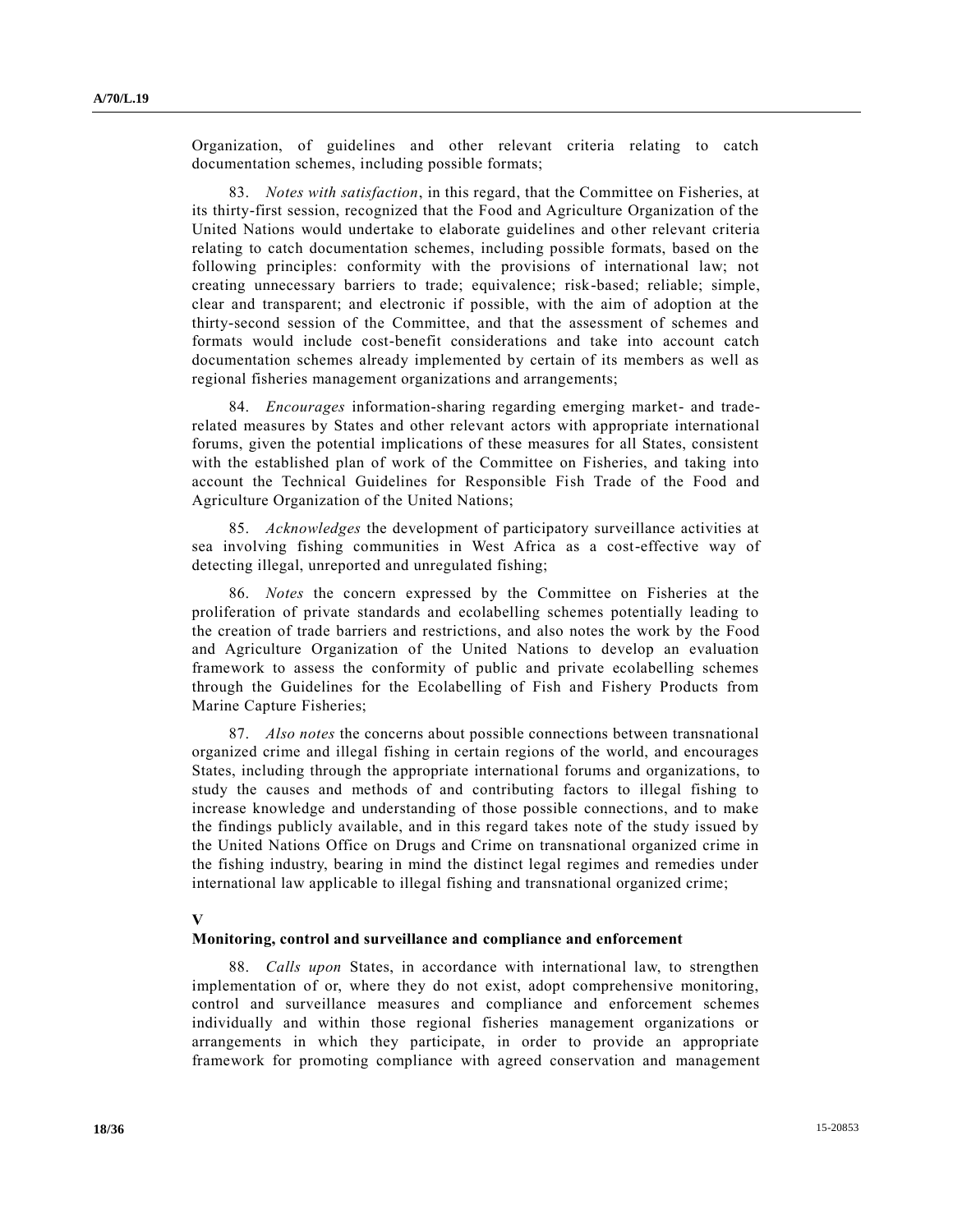Organization, of guidelines and other relevant criteria relating to catch documentation schemes, including possible formats;

83. *Notes with satisfaction*, in this regard, that the Committee on Fisheries, at its thirty-first session, recognized that the Food and Agriculture Organization of the United Nations would undertake to elaborate guidelines and other relevant criteria relating to catch documentation schemes, including possible formats, based on the following principles: conformity with the provisions of international law; not creating unnecessary barriers to trade; equivalence; risk-based; reliable; simple, clear and transparent; and electronic if possible, with the aim of adoption at the thirty-second session of the Committee, and that the assessment of schemes and formats would include cost-benefit considerations and take into account catch documentation schemes already implemented by certain of its members as well as regional fisheries management organizations and arrangements;

84. *Encourages* information-sharing regarding emerging market- and trade-related measures by States and other relevant actors with appropriate international forums, given the potential implications of these measures for all States, consistent with the established plan of work of the Committee on Fisheries, and taking into account the Technical Guidelines for Responsible Fish Trade of the Food and Agriculture Organization of the United Nations;

85. *Acknowledges* the development of participatory surveillance activities at sea involving fishing communities in West Africa as a cost-effective way of detecting illegal, unreported and unregulated fishing;

86. *Notes* the concern expressed by the Committee on Fisheries at the proliferation of private standards and ecolabelling schemes potentially leading to the creation of trade barriers and restrictions, and also notes the work by the Food and Agriculture Organization of the United Nations to develop an evaluation framework to assess the conformity of public and private ecolabelling schemes through the Guidelines for the Ecolabelling of Fish and Fishery Products from Marine Capture Fisheries;

87. *Also notes* the concerns about possible connections between transnational organized crime and illegal fishing in certain regions of the world, and encourages States, including through the appropriate international forums and organizations, to study the causes and methods of and contributing factors to illegal fishing to increase knowledge and understanding of those possible connections, and to make the findings publicly available, and in this regard takes note of the study issued by the United Nations Office on Drugs and Crime on transnational organized crime in the fishing industry, bearing in mind the distinct legal regimes and remedies under international law applicable to illegal fishing and transnational organized crime;

## V

## Monitoring, control and surveillance and compliance and enforcement

88. *Calls upon* States, in accordance with international law, to strengthen implementation of or, where they do not exist, adopt comprehensive monitoring, control and surveillance measures and compliance and enforcement schemes individually and within those regional fisheries management organizations or arrangements in which they participate, in order to provide an appropriate framework for promoting compliance with agreed conservation and management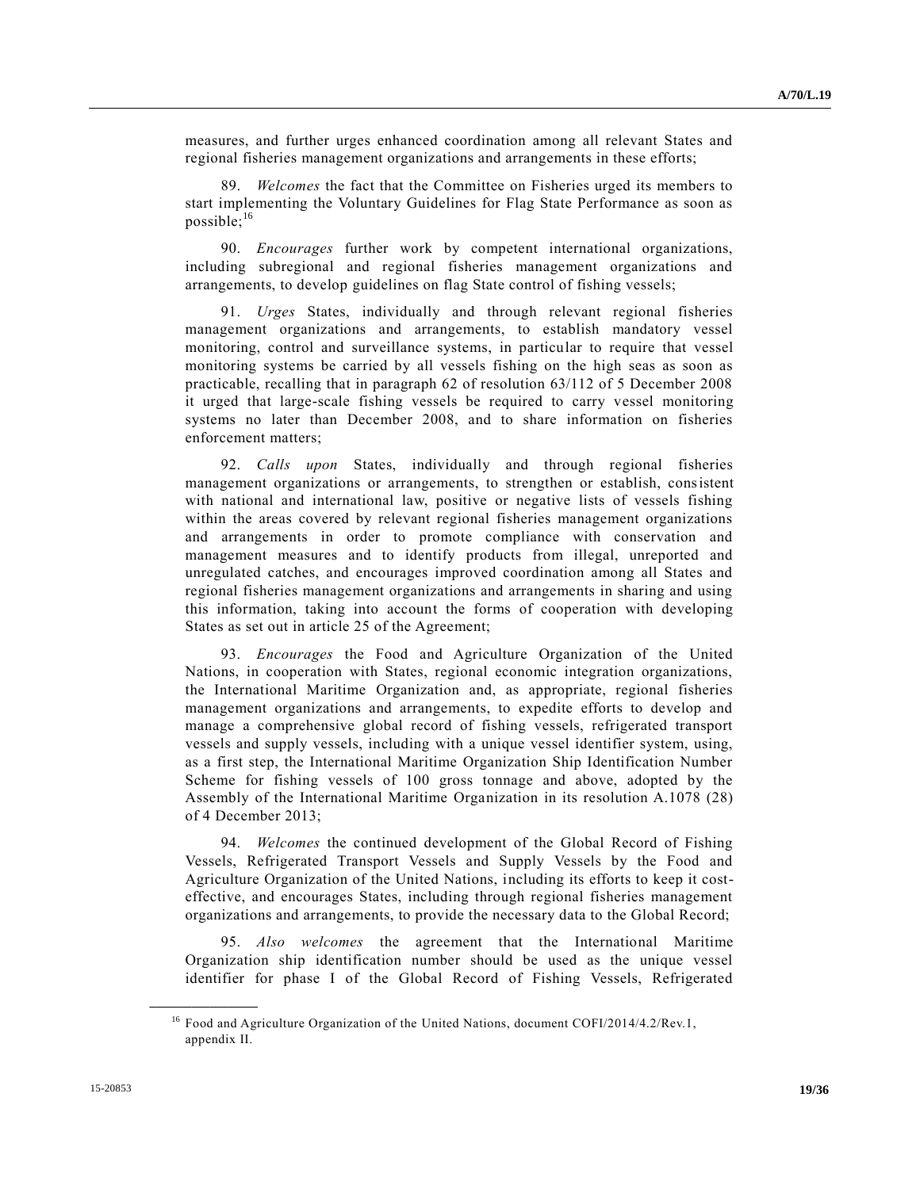measures, and further urges enhanced coordination among all relevant States and regional fisheries management organizations and arrangements in these efforts;

89. *Welcomes* the fact that the Committee on Fisheries urged its members to start implementing the Voluntary Guidelines for Flag State Performance as soon as possible;[16]

90. *Encourages* further work by competent international organizations, including subregional and regional fisheries management organizations and arrangements, to develop guidelines on flag State control of fishing vessels;

91. *Urges* States, individually and through relevant regional fisheries management organizations and arrangements, to establish mandatory vessel monitoring, control and surveillance systems, in particular to require that vessel monitoring systems be carried by all vessels fishing on the high seas as soon as practicable, recalling that in paragraph 62 of resolution 63/112 of 5 December 2008 it urged that large-scale fishing vessels be required to carry vessel monitoring systems no later than December 2008, and to share information on fisheries enforcement matters;

92. *Calls upon* States, individually and through regional fisheries management organizations or arrangements, to strengthen or establish, consistent with national and international law, positive or negative lists of vessels fishing within the areas covered by relevant regional fisheries management organizations and arrangements in order to promote compliance with conservation and management measures and to identify products from illegal, unreported and unregulated catches, and encourages improved coordination among all States and regional fisheries management organizations and arrangements in sharing and using this information, taking into account the forms of cooperation with developing States as set out in article 25 of the Agreement;

93. *Encourages* the Food and Agriculture Organization of the United Nations, in cooperation with States, regional economic integration organizations, the International Maritime Organization and, as appropriate, regional fisheries management organizations and arrangements, to expedite efforts to develop and manage a comprehensive global record of fishing vessels, refrigerated transport vessels and supply vessels, including with a unique vessel identifier system, using, as a first step, the International Maritime Organization Ship Identification Number Scheme for fishing vessels of 100 gross tonnage and above, adopted by the Assembly of the International Maritime Organization in its resolution A.1078 (28) of 4 December 2013;

94. *Welcomes* the continued development of the Global Record of Fishing Vessels, Refrigerated Transport Vessels and Supply Vessels by the Food and Agriculture Organization of the United Nations, including its efforts to keep it cost-effective, and encourages States, including through regional fisheries management organizations and arrangements, to provide the necessary data to the Global Record;

95. *Also welcomes* the agreement that the International Maritime Organization ship identification number should be used as the unique vessel identifier for phase I of the Global Record of Fishing Vessels, Refrigerated

---

[16] Food and Agriculture Organization of the United Nations, document COFI/2014/4.2/Rev.1, appendix II.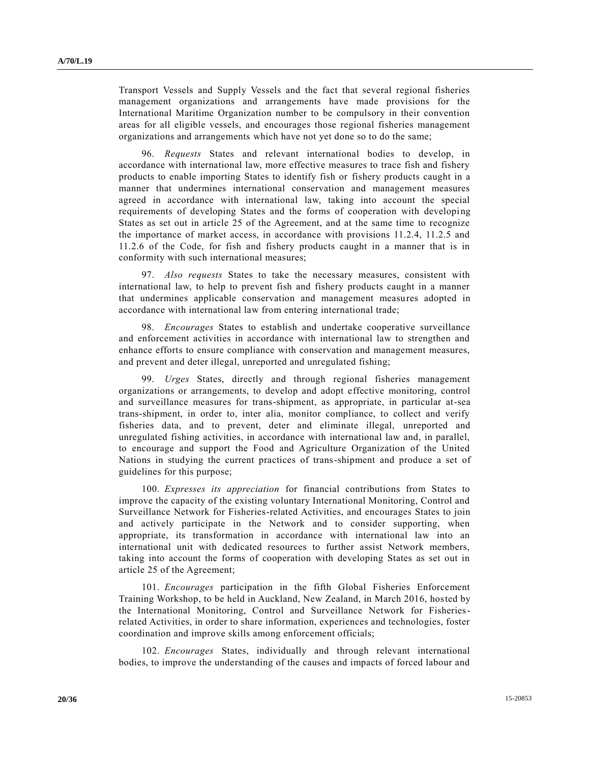Transport Vessels and Supply Vessels and the fact that several regional fisheries management organizations and arrangements have made provisions for the International Maritime Organization number to be compulsory in their convention areas for all eligible vessels, and encourages those regional fisheries management organizations and arrangements which have not yet done so to do the same;

96. *Requests* States and relevant international bodies to develop, in accordance with international law, more effective measures to trace fish and fishery products to enable importing States to identify fish or fishery products caught in a manner that undermines international conservation and management measures agreed in accordance with international law, taking into account the special requirements of developing States and the forms of cooperation with developing States as set out in article 25 of the Agreement, and at the same time to recognize the importance of market access, in accordance with provisions 11.2.4, 11.2.5 and 11.2.6 of the Code, for fish and fishery products caught in a manner that is in conformity with such international measures;

97. *Also requests* States to take the necessary measures, consistent with international law, to help to prevent fish and fishery products caught in a manner that undermines applicable conservation and management measures adopted in accordance with international law from entering international trade;

98. *Encourages* States to establish and undertake cooperative surveillance and enforcement activities in accordance with international law to strengthen and enhance efforts to ensure compliance with conservation and management measures, and prevent and deter illegal, unreported and unregulated fishing;

99. *Urges* States, directly and through regional fisheries management organizations or arrangements, to develop and adopt effective monitoring, control and surveillance measures for trans-shipment, as appropriate, in particular at-sea trans-shipment, in order to, inter alia, monitor compliance, to collect and verify fisheries data, and to prevent, deter and eliminate illegal, unreported and unregulated fishing activities, in accordance with international law and, in parallel, to encourage and support the Food and Agriculture Organization of the United Nations in studying the current practices of trans-shipment and produce a set of guidelines for this purpose;

100. *Expresses its appreciation* for financial contributions from States to improve the capacity of the existing voluntary International Monitoring, Control and Surveillance Network for Fisheries-related Activities, and encourages States to join and actively participate in the Network and to consider supporting, when appropriate, its transformation in accordance with international law into an international unit with dedicated resources to further assist Network members, taking into account the forms of cooperation with developing States as set out in article 25 of the Agreement;

101. *Encourages* participation in the fifth Global Fisheries Enforcement Training Workshop, to be held in Auckland, New Zealand, in March 2016, hosted by the International Monitoring, Control and Surveillance Network for Fisheries-related Activities, in order to share information, experiences and technologies, foster coordination and improve skills among enforcement officials;

102. *Encourages* States, individually and through relevant international bodies, to improve the understanding of the causes and impacts of forced labour and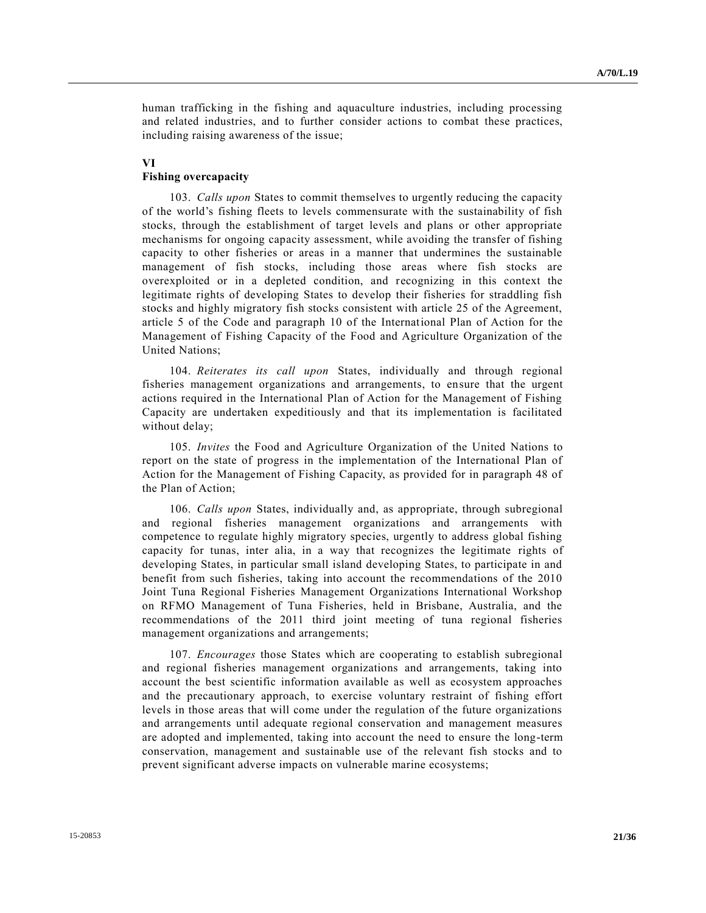human trafficking in the fishing and aquaculture industries, including processing and related industries, and to further consider actions to combat these practices, including raising awareness of the issue;

## VI
## Fishing overcapacity

103. *Calls upon* States to commit themselves to urgently reducing the capacity of the world's fishing fleets to levels commensurate with the sustainability of fish stocks, through the establishment of target levels and plans or other appropriate mechanisms for ongoing capacity assessment, while avoiding the transfer of fishing capacity to other fisheries or areas in a manner that undermines the sustainable management of fish stocks, including those areas where fish stocks are overexploited or in a depleted condition, and recognizing in this context the legitimate rights of developing States to develop their fisheries for straddling fish stocks and highly migratory fish stocks consistent with article 25 of the Agreement, article 5 of the Code and paragraph 10 of the International Plan of Action for the Management of Fishing Capacity of the Food and Agriculture Organization of the United Nations;

104. *Reiterates its call upon* States, individually and through regional fisheries management organizations and arrangements, to ensure that the urgent actions required in the International Plan of Action for the Management of Fishing Capacity are undertaken expeditiously and that its implementation is facilitated without delay;

105. *Invites* the Food and Agriculture Organization of the United Nations to report on the state of progress in the implementation of the International Plan of Action for the Management of Fishing Capacity, as provided for in paragraph 48 of the Plan of Action;

106. *Calls upon* States, individually and, as appropriate, through subregional and regional fisheries management organizations and arrangements with competence to regulate highly migratory species, urgently to address global fishing capacity for tunas, inter alia, in a way that recognizes the legitimate rights of developing States, in particular small island developing States, to participate in and benefit from such fisheries, taking into account the recommendations of the 2010 Joint Tuna Regional Fisheries Management Organizations International Workshop on RFMO Management of Tuna Fisheries, held in Brisbane, Australia, and the recommendations of the 2011 third joint meeting of tuna regional fisheries management organizations and arrangements;

107. *Encourages* those States which are cooperating to establish subregional and regional fisheries management organizations and arrangements, taking into account the best scientific information available as well as ecosystem approaches and the precautionary approach, to exercise voluntary restraint of fishing effort levels in those areas that will come under the regulation of the future organizations and arrangements until adequate regional conservation and management measures are adopted and implemented, taking into account the need to ensure the long-term conservation, management and sustainable use of the relevant fish stocks and to prevent significant adverse impacts on vulnerable marine ecosystems;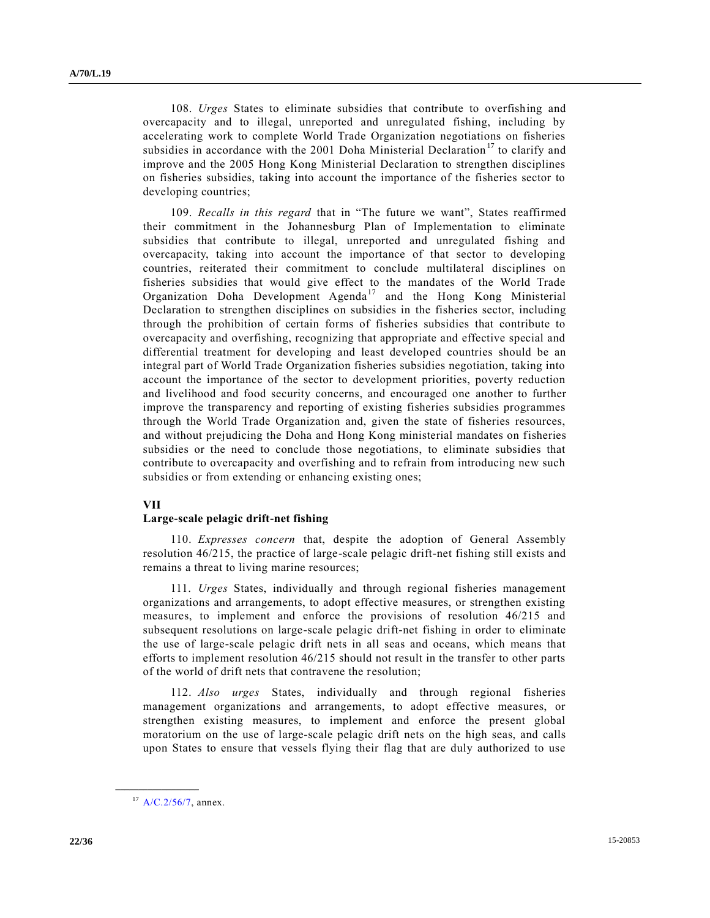108. *Urges* States to eliminate subsidies that contribute to overfishing and overcapacity and to illegal, unreported and unregulated fishing, including by accelerating work to complete World Trade Organization negotiations on fisheries subsidies in accordance with the 2001 Doha Ministerial Declaration[17] to clarify and improve and the 2005 Hong Kong Ministerial Declaration to strengthen disciplines on fisheries subsidies, taking into account the importance of the fisheries sector to developing countries;

109. *Recalls in this regard* that in "The future we want", States reaffirmed their commitment in the Johannesburg Plan of Implementation to eliminate subsidies that contribute to illegal, unreported and unregulated fishing and overcapacity, taking into account the importance of that sector to developing countries, reiterated their commitment to conclude multilateral disciplines on fisheries subsidies that would give effect to the mandates of the World Trade Organization Doha Development Agenda[17] and the Hong Kong Ministerial Declaration to strengthen disciplines on subsidies in the fisheries sector, including through the prohibition of certain forms of fisheries subsidies that contribute to overcapacity and overfishing, recognizing that appropriate and effective special and differential treatment for developing and least developed countries should be an integral part of World Trade Organization fisheries subsidies negotiation, taking into account the importance of the sector to development priorities, poverty reduction and livelihood and food security concerns, and encouraged one another to further improve the transparency and reporting of existing fisheries subsidies programmes through the World Trade Organization and, given the state of fisheries resources, and without prejudicing the Doha and Hong Kong ministerial mandates on fisheries subsidies or the need to conclude those negotiations, to eliminate subsidies that contribute to overcapacity and overfishing and to refrain from introducing new such subsidies or from extending or enhancing existing ones;

## VII
## Large-scale pelagic drift-net fishing

110. *Expresses concern* that, despite the adoption of General Assembly resolution 46/215, the practice of large-scale pelagic drift-net fishing still exists and remains a threat to living marine resources;

111. *Urges* States, individually and through regional fisheries management organizations and arrangements, to adopt effective measures, or strengthen existing measures, to implement and enforce the provisions of resolution 46/215 and subsequent resolutions on large-scale pelagic drift-net fishing in order to eliminate the use of large-scale pelagic drift nets in all seas and oceans, which means that efforts to implement resolution 46/215 should not result in the transfer to other parts of the world of drift nets that contravene the resolution;

112. *Also urges* States, individually and through regional fisheries management organizations and arrangements, to adopt effective measures, or strengthen existing measures, to implement and enforce the present global moratorium on the use of large-scale pelagic drift nets on the high seas, and calls upon States to ensure that vessels flying their flag that are duly authorized to use

---

[17] A/C.2/56/7, annex.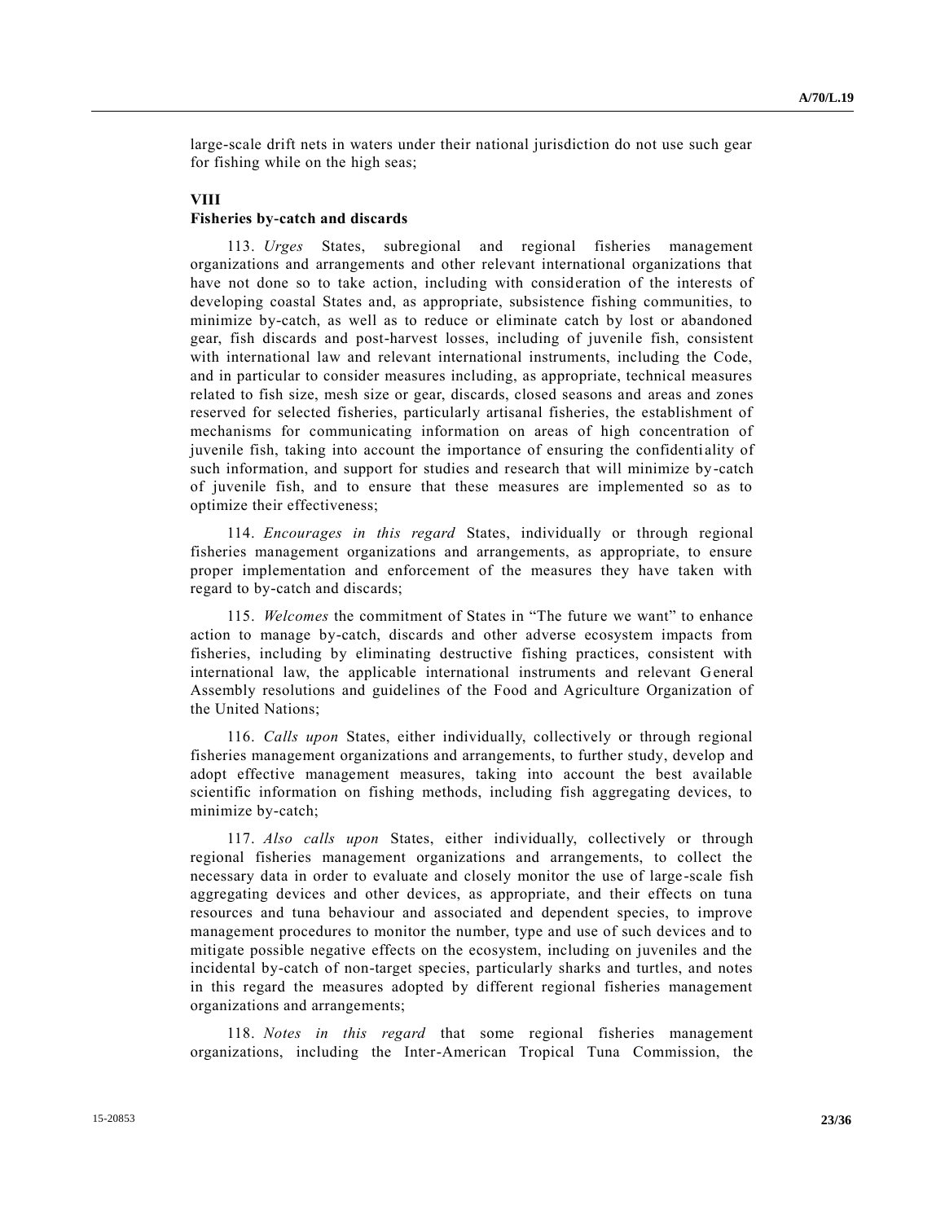large-scale drift nets in waters under their national jurisdiction do not use such gear for fishing while on the high seas;

**VIII**

**Fisheries by-catch and discards**

113. *Urges* States, subregional and regional fisheries management organizations and arrangements and other relevant international organizations that have not done so to take action, including with consideration of the interests of developing coastal States and, as appropriate, subsistence fishing communities, to minimize by-catch, as well as to reduce or eliminate catch by lost or abandoned gear, fish discards and post-harvest losses, including of juvenile fish, consistent with international law and relevant international instruments, including the Code, and in particular to consider measures including, as appropriate, technical measures related to fish size, mesh size or gear, discards, closed seasons and areas and zones reserved for selected fisheries, particularly artisanal fisheries, the establishment of mechanisms for communicating information on areas of high concentration of juvenile fish, taking into account the importance of ensuring the confidentiality of such information, and support for studies and research that will minimize by-catch of juvenile fish, and to ensure that these measures are implemented so as to optimize their effectiveness;

114. *Encourages in this regard* States, individually or through regional fisheries management organizations and arrangements, as appropriate, to ensure proper implementation and enforcement of the measures they have taken with regard to by-catch and discards;

115. *Welcomes* the commitment of States in "The future we want" to enhance action to manage by-catch, discards and other adverse ecosystem impacts from fisheries, including by eliminating destructive fishing practices, consistent with international law, the applicable international instruments and relevant General Assembly resolutions and guidelines of the Food and Agriculture Organization of the United Nations;

116. *Calls upon* States, either individually, collectively or through regional fisheries management organizations and arrangements, to further study, develop and adopt effective management measures, taking into account the best available scientific information on fishing methods, including fish aggregating devices, to minimize by-catch;

117. *Also calls upon* States, either individually, collectively or through regional fisheries management organizations and arrangements, to collect the necessary data in order to evaluate and closely monitor the use of large-scale fish aggregating devices and other devices, as appropriate, and their effects on tuna resources and tuna behaviour and associated and dependent species, to improve management procedures to monitor the number, type and use of such devices and to mitigate possible negative effects on the ecosystem, including on juveniles and the incidental by-catch of non-target species, particularly sharks and turtles, and notes in this regard the measures adopted by different regional fisheries management organizations and arrangements;

118. *Notes in this regard* that some regional fisheries management organizations, including the Inter-American Tropical Tuna Commission, the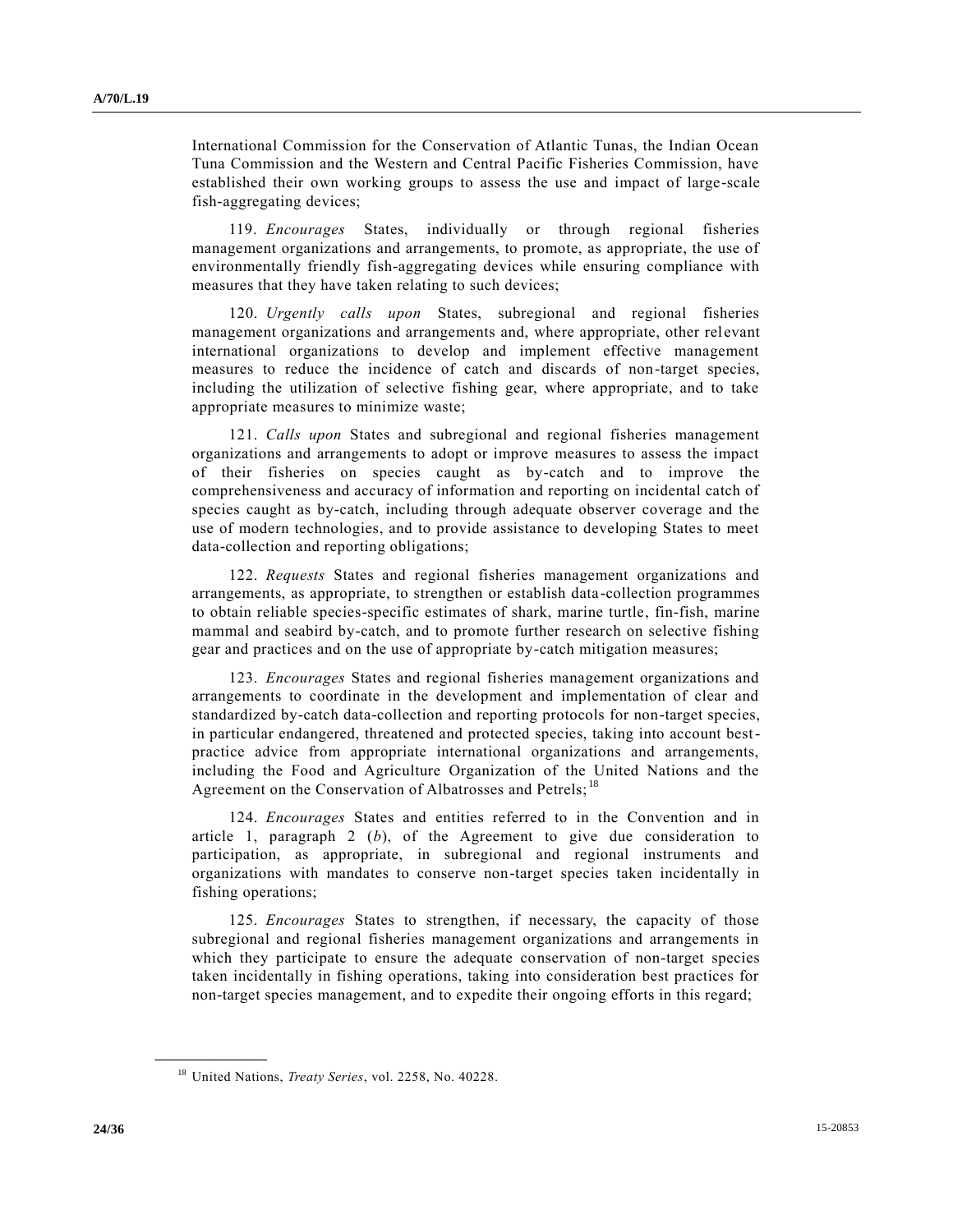International Commission for the Conservation of Atlantic Tunas, the Indian Ocean Tuna Commission and the Western and Central Pacific Fisheries Commission, have established their own working groups to assess the use and impact of large-scale fish-aggregating devices;

119. *Encourages* States, individually or through regional fisheries management organizations and arrangements, to promote, as appropriate, the use of environmentally friendly fish-aggregating devices while ensuring compliance with measures that they have taken relating to such devices;

120. *Urgently calls upon* States, subregional and regional fisheries management organizations and arrangements and, where appropriate, other relevant international organizations to develop and implement effective management measures to reduce the incidence of catch and discards of non-target species, including the utilization of selective fishing gear, where appropriate, and to take appropriate measures to minimize waste;

121. *Calls upon* States and subregional and regional fisheries management organizations and arrangements to adopt or improve measures to assess the impact of their fisheries on species caught as by-catch and to improve the comprehensiveness and accuracy of information and reporting on incidental catch of species caught as by-catch, including through adequate observer coverage and the use of modern technologies, and to provide assistance to developing States to meet data-collection and reporting obligations;

122. *Requests* States and regional fisheries management organizations and arrangements, as appropriate, to strengthen or establish data-collection programmes to obtain reliable species-specific estimates of shark, marine turtle, fin-fish, marine mammal and seabird by-catch, and to promote further research on selective fishing gear and practices and on the use of appropriate by-catch mitigation measures;

123. *Encourages* States and regional fisheries management organizations and arrangements to coordinate in the development and implementation of clear and standardized by-catch data-collection and reporting protocols for non-target species, in particular endangered, threatened and protected species, taking into account best-practice advice from appropriate international organizations and arrangements, including the Food and Agriculture Organization of the United Nations and the Agreement on the Conservation of Albatrosses and Petrels;[18]

124. *Encourages* States and entities referred to in the Convention and in article 1, paragraph 2 (*b*), of the Agreement to give due consideration to participation, as appropriate, in subregional and regional instruments and organizations with mandates to conserve non-target species taken incidentally in fishing operations;

125. *Encourages* States to strengthen, if necessary, the capacity of those subregional and regional fisheries management organizations and arrangements in which they participate to ensure the adequate conservation of non-target species taken incidentally in fishing operations, taking into consideration best practices for non-target species management, and to expedite their ongoing efforts in this regard;

---

[18] United Nations, *Treaty Series*, vol. 2258, No. 40228.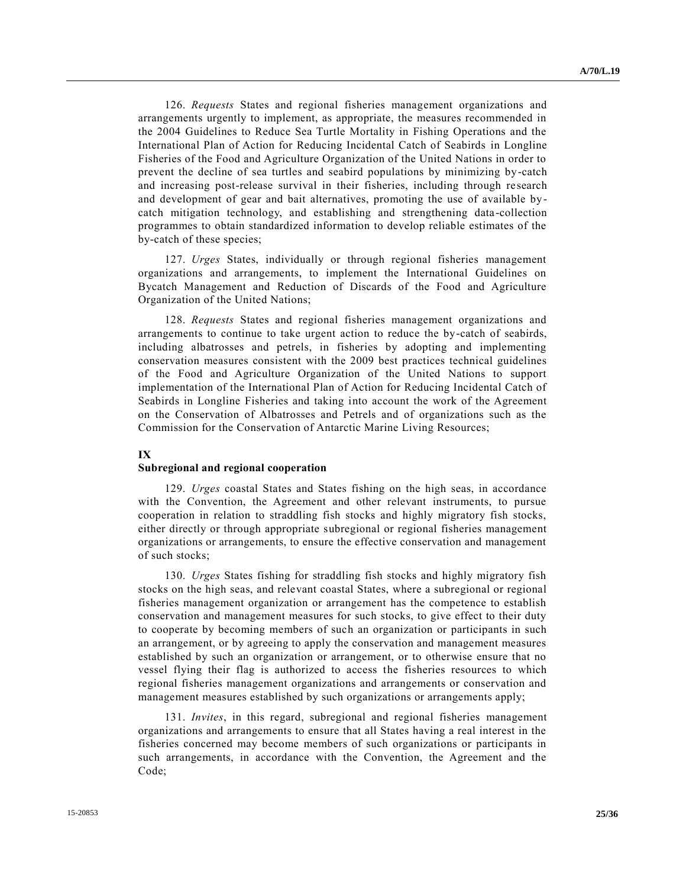126. *Requests* States and regional fisheries management organizations and arrangements urgently to implement, as appropriate, the measures recommended in the 2004 Guidelines to Reduce Sea Turtle Mortality in Fishing Operations and the International Plan of Action for Reducing Incidental Catch of Seabirds in Longline Fisheries of the Food and Agriculture Organization of the United Nations in order to prevent the decline of sea turtles and seabird populations by minimizing by-catch and increasing post-release survival in their fisheries, including through research and development of gear and bait alternatives, promoting the use of available by-catch mitigation technology, and establishing and strengthening data-collection programmes to obtain standardized information to develop reliable estimates of the by-catch of these species;

127. *Urges* States, individually or through regional fisheries management organizations and arrangements, to implement the International Guidelines on Bycatch Management and Reduction of Discards of the Food and Agriculture Organization of the United Nations;

128. *Requests* States and regional fisheries management organizations and arrangements to continue to take urgent action to reduce the by-catch of seabirds, including albatrosses and petrels, in fisheries by adopting and implementing conservation measures consistent with the 2009 best practices technical guidelines of the Food and Agriculture Organization of the United Nations to support implementation of the International Plan of Action for Reducing Incidental Catch of Seabirds in Longline Fisheries and taking into account the work of the Agreement on the Conservation of Albatrosses and Petrels and of organizations such as the Commission for the Conservation of Antarctic Marine Living Resources;

## IX
## Subregional and regional cooperation

129. *Urges* coastal States and States fishing on the high seas, in accordance with the Convention, the Agreement and other relevant instruments, to pursue cooperation in relation to straddling fish stocks and highly migratory fish stocks, either directly or through appropriate subregional or regional fisheries management organizations or arrangements, to ensure the effective conservation and management of such stocks;

130. *Urges* States fishing for straddling fish stocks and highly migratory fish stocks on the high seas, and relevant coastal States, where a subregional or regional fisheries management organization or arrangement has the competence to establish conservation and management measures for such stocks, to give effect to their duty to cooperate by becoming members of such an organization or participants in such an arrangement, or by agreeing to apply the conservation and management measures established by such an organization or arrangement, or to otherwise ensure that no vessel flying their flag is authorized to access the fisheries resources to which regional fisheries management organizations and arrangements or conservation and management measures established by such organizations or arrangements apply;

131. *Invites*, in this regard, subregional and regional fisheries management organizations and arrangements to ensure that all States having a real interest in the fisheries concerned may become members of such organizations or participants in such arrangements, in accordance with the Convention, the Agreement and the Code;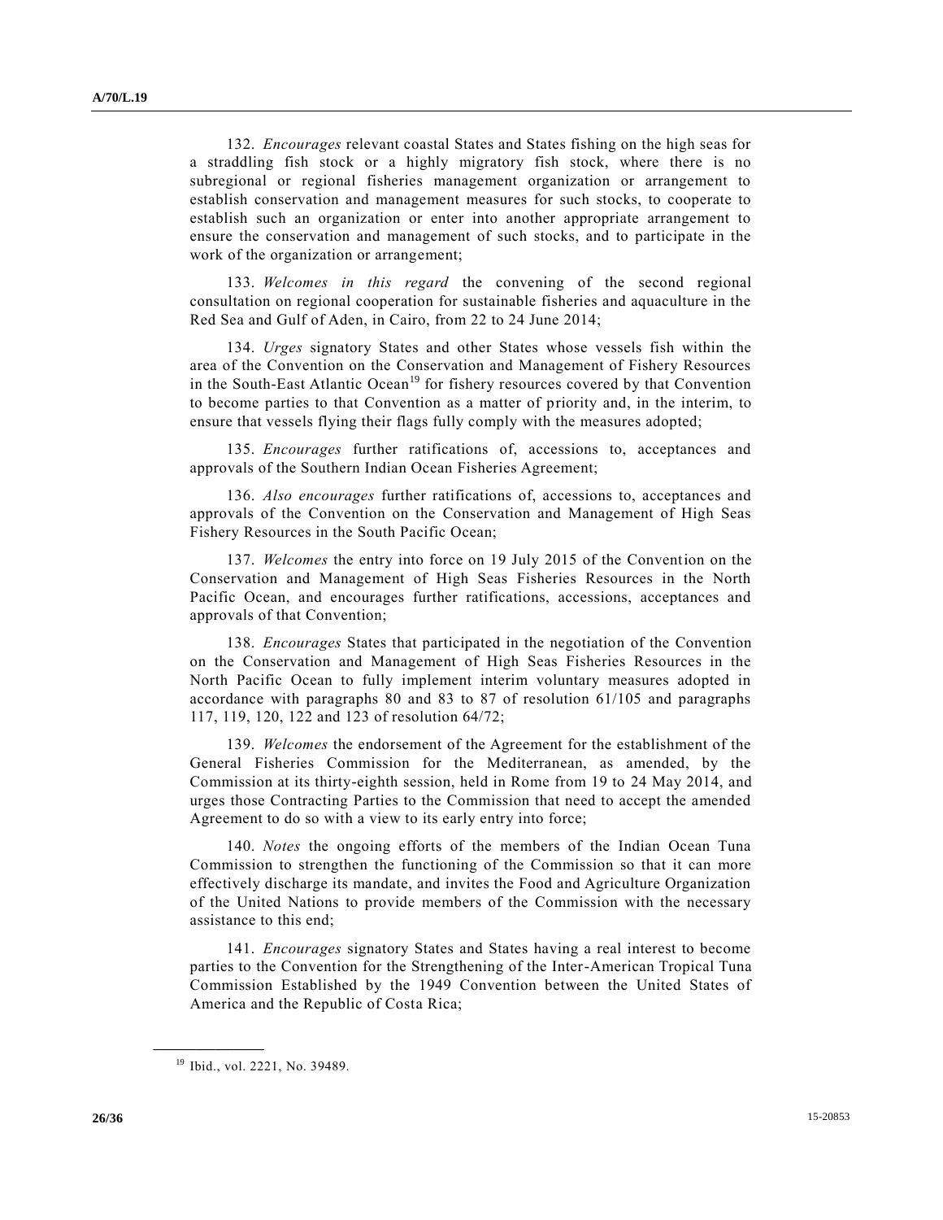132. *Encourages* relevant coastal States and States fishing on the high seas for a straddling fish stock or a highly migratory fish stock, where there is no subregional or regional fisheries management organization or arrangement to establish conservation and management measures for such stocks, to cooperate to establish such an organization or enter into another appropriate arrangement to ensure the conservation and management of such stocks, and to participate in the work of the organization or arrangement;

133. *Welcomes in this regard* the convening of the second regional consultation on regional cooperation for sustainable fisheries and aquaculture in the Red Sea and Gulf of Aden, in Cairo, from 22 to 24 June 2014;

134. *Urges* signatory States and other States whose vessels fish within the area of the Convention on the Conservation and Management of Fishery Resources in the South-East Atlantic Ocean[19] for fishery resources covered by that Convention to become parties to that Convention as a matter of priority and, in the interim, to ensure that vessels flying their flags fully comply with the measures adopted;

135. *Encourages* further ratifications of, accessions to, acceptances and approvals of the Southern Indian Ocean Fisheries Agreement;

136. *Also encourages* further ratifications of, accessions to, acceptances and approvals of the Convention on the Conservation and Management of High Seas Fishery Resources in the South Pacific Ocean;

137. *Welcomes* the entry into force on 19 July 2015 of the Convention on the Conservation and Management of High Seas Fisheries Resources in the North Pacific Ocean, and encourages further ratifications, accessions, acceptances and approvals of that Convention;

138. *Encourages* States that participated in the negotiation of the Convention on the Conservation and Management of High Seas Fisheries Resources in the North Pacific Ocean to fully implement interim voluntary measures adopted in accordance with paragraphs 80 and 83 to 87 of resolution 61/105 and paragraphs 117, 119, 120, 122 and 123 of resolution 64/72;

139. *Welcomes* the endorsement of the Agreement for the establishment of the General Fisheries Commission for the Mediterranean, as amended, by the Commission at its thirty-eighth session, held in Rome from 19 to 24 May 2014, and urges those Contracting Parties to the Commission that need to accept the amended Agreement to do so with a view to its early entry into force;

140. *Notes* the ongoing efforts of the members of the Indian Ocean Tuna Commission to strengthen the functioning of the Commission so that it can more effectively discharge its mandate, and invites the Food and Agriculture Organization of the United Nations to provide members of the Commission with the necessary assistance to this end;

141. *Encourages* signatory States and States having a real interest to become parties to the Convention for the Strengthening of the Inter-American Tropical Tuna Commission Established by the 1949 Convention between the United States of America and the Republic of Costa Rica;

---

[19] Ibid., vol. 2221, No. 39489.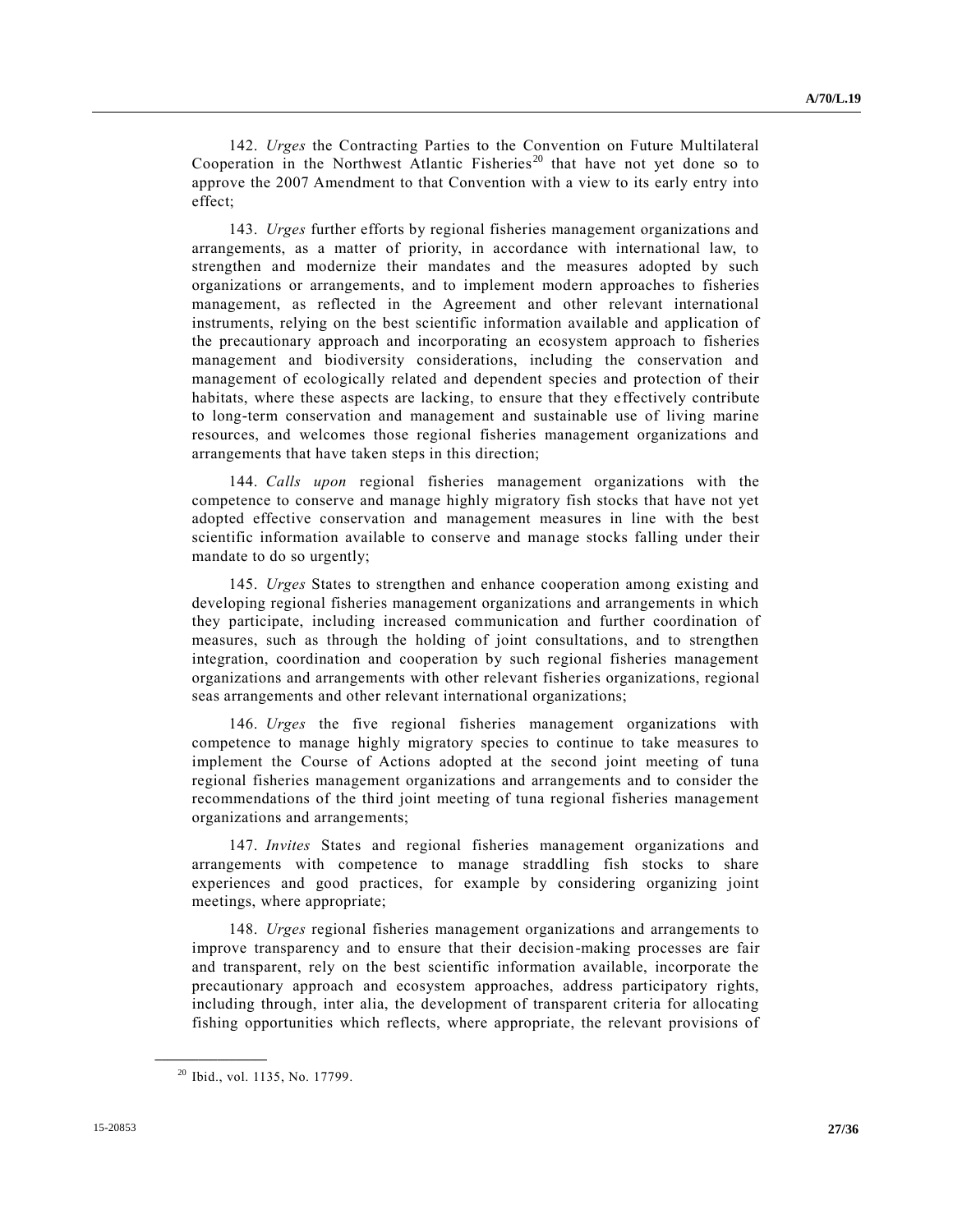142. *Urges* the Contracting Parties to the Convention on Future Multilateral Cooperation in the Northwest Atlantic Fisheries[20] that have not yet done so to approve the 2007 Amendment to that Convention with a view to its early entry into effect;

143. *Urges* further efforts by regional fisheries management organizations and arrangements, as a matter of priority, in accordance with international law, to strengthen and modernize their mandates and the measures adopted by such organizations or arrangements, and to implement modern approaches to fisheries management, as reflected in the Agreement and other relevant international instruments, relying on the best scientific information available and application of the precautionary approach and incorporating an ecosystem approach to fisheries management and biodiversity considerations, including the conservation and management of ecologically related and dependent species and protection of their habitats, where these aspects are lacking, to ensure that they effectively contribute to long-term conservation and management and sustainable use of living marine resources, and welcomes those regional fisheries management organizations and arrangements that have taken steps in this direction;

144. *Calls upon* regional fisheries management organizations with the competence to conserve and manage highly migratory fish stocks that have not yet adopted effective conservation and management measures in line with the best scientific information available to conserve and manage stocks falling under their mandate to do so urgently;

145. *Urges* States to strengthen and enhance cooperation among existing and developing regional fisheries management organizations and arrangements in which they participate, including increased communication and further coordination of measures, such as through the holding of joint consultations, and to strengthen integration, coordination and cooperation by such regional fisheries management organizations and arrangements with other relevant fisheries organizations, regional seas arrangements and other relevant international organizations;

146. *Urges* the five regional fisheries management organizations with competence to manage highly migratory species to continue to take measures to implement the Course of Actions adopted at the second joint meeting of tuna regional fisheries management organizations and arrangements and to consider the recommendations of the third joint meeting of tuna regional fisheries management organizations and arrangements;

147. *Invites* States and regional fisheries management organizations and arrangements with competence to manage straddling fish stocks to share experiences and good practices, for example by considering organizing joint meetings, where appropriate;

148. *Urges* regional fisheries management organizations and arrangements to improve transparency and to ensure that their decision-making processes are fair and transparent, rely on the best scientific information available, incorporate the precautionary approach and ecosystem approaches, address participatory rights, including through, inter alia, the development of transparent criteria for allocating fishing opportunities which reflects, where appropriate, the relevant provisions of

[20] Ibid., vol. 1135, No. 17799.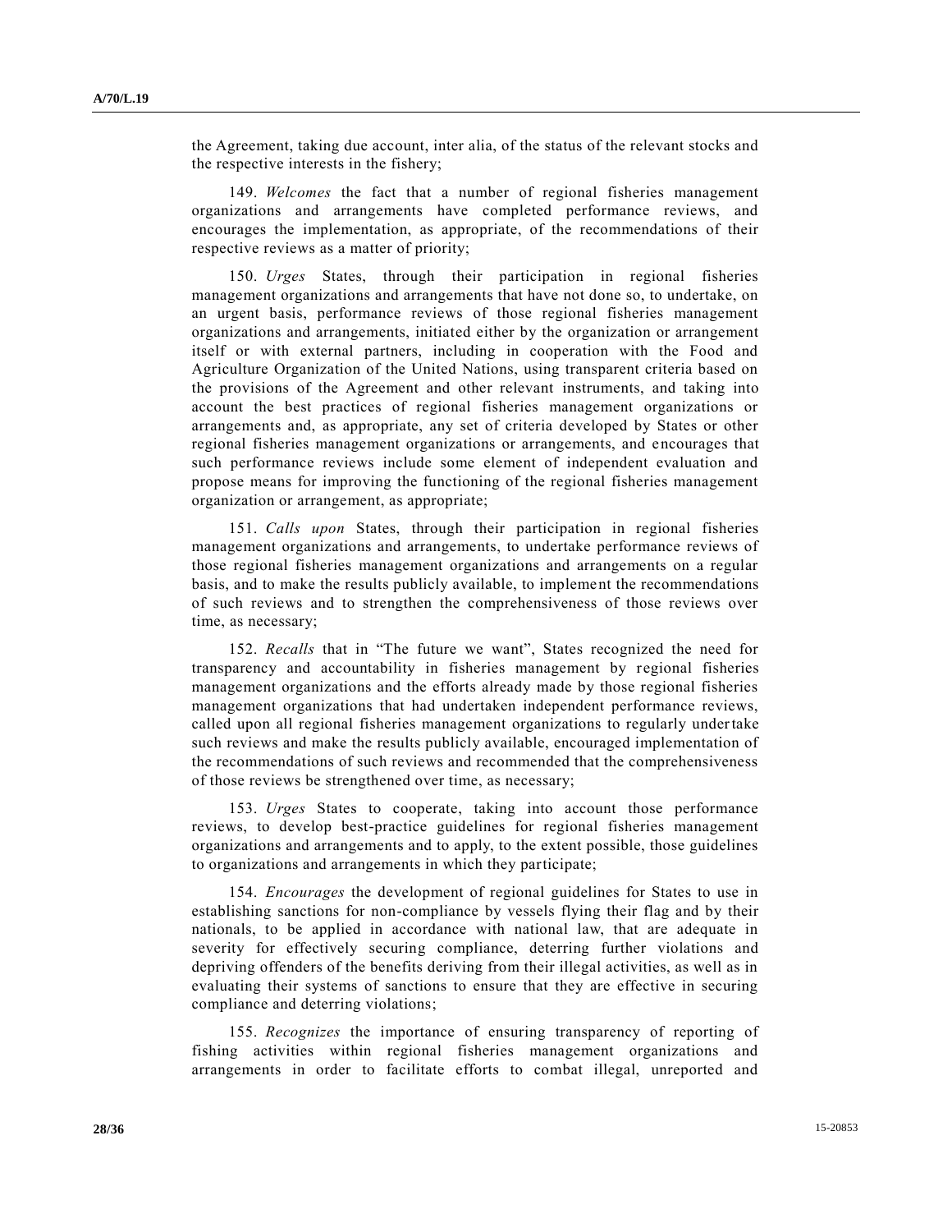the Agreement, taking due account, inter alia, of the status of the relevant stocks and the respective interests in the fishery;

149. *Welcomes* the fact that a number of regional fisheries management organizations and arrangements have completed performance reviews, and encourages the implementation, as appropriate, of the recommendations of their respective reviews as a matter of priority;

150. *Urges* States, through their participation in regional fisheries management organizations and arrangements that have not done so, to undertake, on an urgent basis, performance reviews of those regional fisheries management organizations and arrangements, initiated either by the organization or arrangement itself or with external partners, including in cooperation with the Food and Agriculture Organization of the United Nations, using transparent criteria based on the provisions of the Agreement and other relevant instruments, and taking into account the best practices of regional fisheries management organizations or arrangements and, as appropriate, any set of criteria developed by States or other regional fisheries management organizations or arrangements, and encourages that such performance reviews include some element of independent evaluation and propose means for improving the functioning of the regional fisheries management organization or arrangement, as appropriate;

151. *Calls upon* States, through their participation in regional fisheries management organizations and arrangements, to undertake performance reviews of those regional fisheries management organizations and arrangements on a regular basis, and to make the results publicly available, to implement the recommendations of such reviews and to strengthen the comprehensiveness of those reviews over time, as necessary;

152. *Recalls* that in "The future we want", States recognized the need for transparency and accountability in fisheries management by regional fisheries management organizations and the efforts already made by those regional fisheries management organizations that had undertaken independent performance reviews, called upon all regional fisheries management organizations to regularly undertake such reviews and make the results publicly available, encouraged implementation of the recommendations of such reviews and recommended that the comprehensiveness of those reviews be strengthened over time, as necessary;

153. *Urges* States to cooperate, taking into account those performance reviews, to develop best-practice guidelines for regional fisheries management organizations and arrangements and to apply, to the extent possible, those guidelines to organizations and arrangements in which they participate;

154. *Encourages* the development of regional guidelines for States to use in establishing sanctions for non-compliance by vessels flying their flag and by their nationals, to be applied in accordance with national law, that are adequate in severity for effectively securing compliance, deterring further violations and depriving offenders of the benefits deriving from their illegal activities, as well as in evaluating their systems of sanctions to ensure that they are effective in securing compliance and deterring violations;

155. *Recognizes* the importance of ensuring transparency of reporting of fishing activities within regional fisheries management organizations and arrangements in order to facilitate efforts to combat illegal, unreported and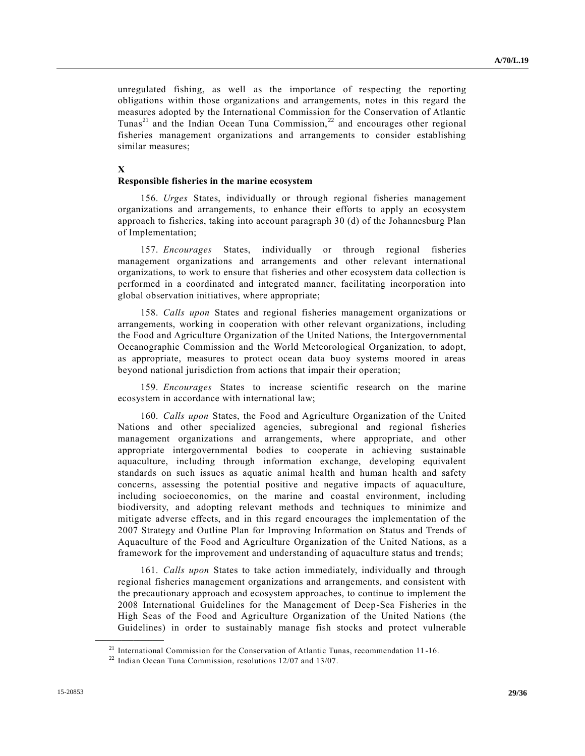unregulated fishing, as well as the importance of respecting the reporting obligations within those organizations and arrangements, notes in this regard the measures adopted by the International Commission for the Conservation of Atlantic Tunas[21] and the Indian Ocean Tuna Commission,[22] and encourages other regional fisheries management organizations and arrangements to consider establishing similar measures;

## X

### Responsible fisheries in the marine ecosystem

156. *Urges* States, individually or through regional fisheries management organizations and arrangements, to enhance their efforts to apply an ecosystem approach to fisheries, taking into account paragraph 30 (d) of the Johannesburg Plan of Implementation;

157. *Encourages* States, individually or through regional fisheries management organizations and arrangements and other relevant international organizations, to work to ensure that fisheries and other ecosystem data collection is performed in a coordinated and integrated manner, facilitating incorporation into global observation initiatives, where appropriate;

158. *Calls upon* States and regional fisheries management organizations or arrangements, working in cooperation with other relevant organizations, including the Food and Agriculture Organization of the United Nations, the Intergovernmental Oceanographic Commission and the World Meteorological Organization, to adopt, as appropriate, measures to protect ocean data buoy systems moored in areas beyond national jurisdiction from actions that impair their operation;

159. *Encourages* States to increase scientific research on the marine ecosystem in accordance with international law;

160. *Calls upon* States, the Food and Agriculture Organization of the United Nations and other specialized agencies, subregional and regional fisheries management organizations and arrangements, where appropriate, and other appropriate intergovernmental bodies to cooperate in achieving sustainable aquaculture, including through information exchange, developing equivalent standards on such issues as aquatic animal health and human health and safety concerns, assessing the potential positive and negative impacts of aquaculture, including socioeconomics, on the marine and coastal environment, including biodiversity, and adopting relevant methods and techniques to minimize and mitigate adverse effects, and in this regard encourages the implementation of the 2007 Strategy and Outline Plan for Improving Information on Status and Trends of Aquaculture of the Food and Agriculture Organization of the United Nations, as a framework for the improvement and understanding of aquaculture status and trends;

161. *Calls upon* States to take action immediately, individually and through regional fisheries management organizations and arrangements, and consistent with the precautionary approach and ecosystem approaches, to continue to implement the 2008 International Guidelines for the Management of Deep-Sea Fisheries in the High Seas of the Food and Agriculture Organization of the United Nations (the Guidelines) in order to sustainably manage fish stocks and protect vulnerable

---

[21] International Commission for the Conservation of Atlantic Tunas, recommendation 11-16.

[22] Indian Ocean Tuna Commission, resolutions 12/07 and 13/07.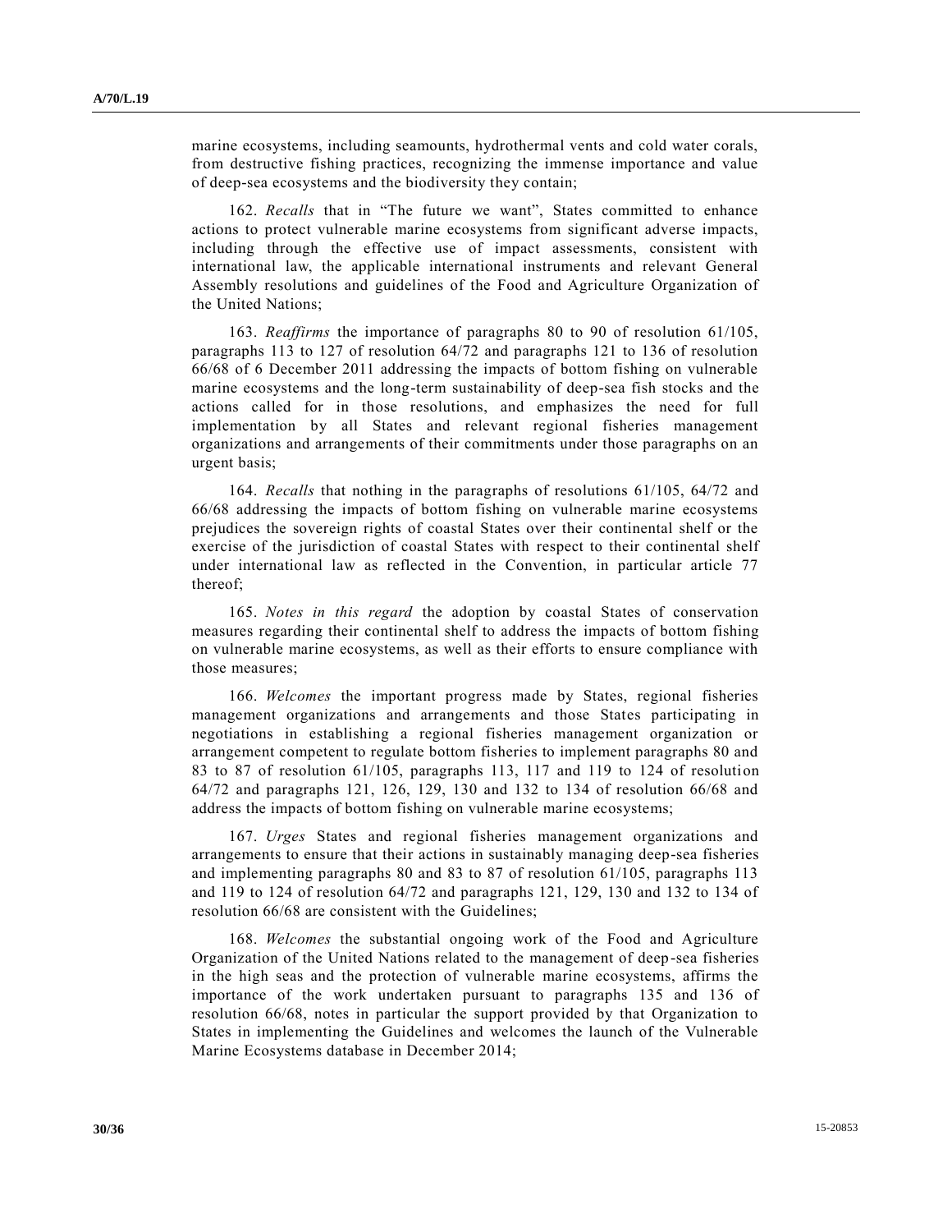marine ecosystems, including seamounts, hydrothermal vents and cold water corals, from destructive fishing practices, recognizing the immense importance and value of deep-sea ecosystems and the biodiversity they contain;

162. *Recalls* that in "The future we want", States committed to enhance actions to protect vulnerable marine ecosystems from significant adverse impacts, including through the effective use of impact assessments, consistent with international law, the applicable international instruments and relevant General Assembly resolutions and guidelines of the Food and Agriculture Organization of the United Nations;

163. *Reaffirms* the importance of paragraphs 80 to 90 of resolution 61/105, paragraphs 113 to 127 of resolution 64/72 and paragraphs 121 to 136 of resolution 66/68 of 6 December 2011 addressing the impacts of bottom fishing on vulnerable marine ecosystems and the long-term sustainability of deep-sea fish stocks and the actions called for in those resolutions, and emphasizes the need for full implementation by all States and relevant regional fisheries management organizations and arrangements of their commitments under those paragraphs on an urgent basis;

164. *Recalls* that nothing in the paragraphs of resolutions 61/105, 64/72 and 66/68 addressing the impacts of bottom fishing on vulnerable marine ecosystems prejudices the sovereign rights of coastal States over their continental shelf or the exercise of the jurisdiction of coastal States with respect to their continental shelf under international law as reflected in the Convention, in particular article 77 thereof;

165. *Notes in this regard* the adoption by coastal States of conservation measures regarding their continental shelf to address the impacts of bottom fishing on vulnerable marine ecosystems, as well as their efforts to ensure compliance with those measures;

166. *Welcomes* the important progress made by States, regional fisheries management organizations and arrangements and those States participating in negotiations in establishing a regional fisheries management organization or arrangement competent to regulate bottom fisheries to implement paragraphs 80 and 83 to 87 of resolution 61/105, paragraphs 113, 117 and 119 to 124 of resolution 64/72 and paragraphs 121, 126, 129, 130 and 132 to 134 of resolution 66/68 and address the impacts of bottom fishing on vulnerable marine ecosystems;

167. *Urges* States and regional fisheries management organizations and arrangements to ensure that their actions in sustainably managing deep-sea fisheries and implementing paragraphs 80 and 83 to 87 of resolution 61/105, paragraphs 113 and 119 to 124 of resolution 64/72 and paragraphs 121, 129, 130 and 132 to 134 of resolution 66/68 are consistent with the Guidelines;

168. *Welcomes* the substantial ongoing work of the Food and Agriculture Organization of the United Nations related to the management of deep-sea fisheries in the high seas and the protection of vulnerable marine ecosystems, affirms the importance of the work undertaken pursuant to paragraphs 135 and 136 of resolution 66/68, notes in particular the support provided by that Organization to States in implementing the Guidelines and welcomes the launch of the Vulnerable Marine Ecosystems database in December 2014;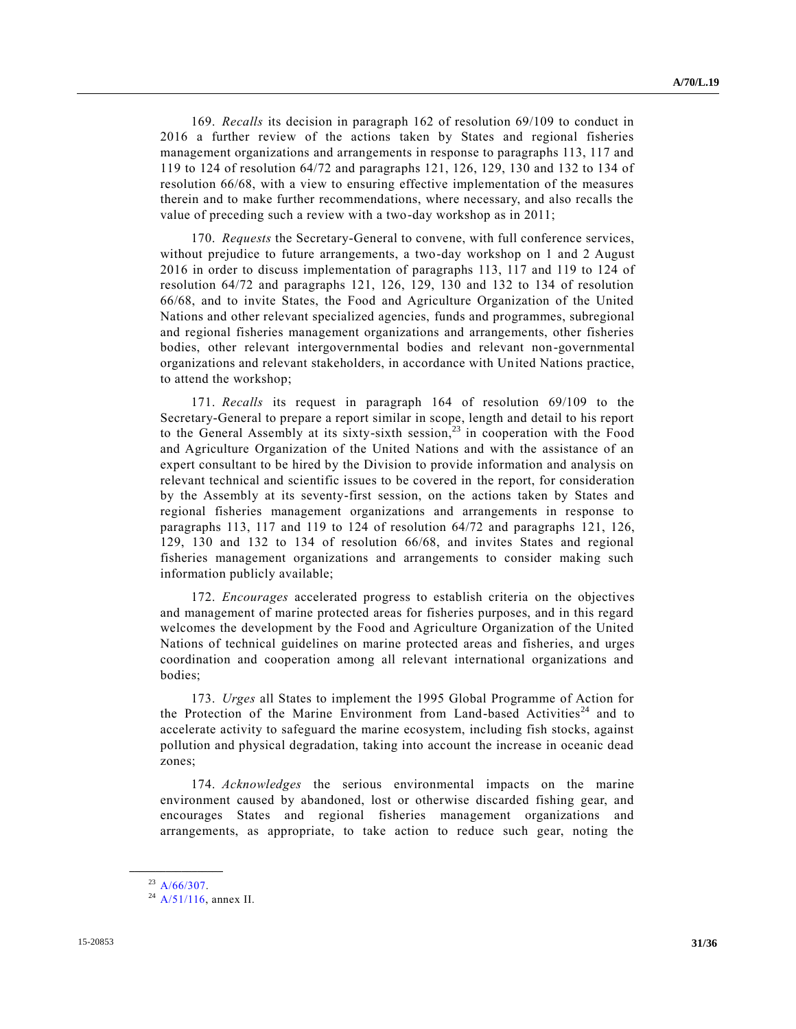169. *Recalls* its decision in paragraph 162 of resolution 69/109 to conduct in 2016 a further review of the actions taken by States and regional fisheries management organizations and arrangements in response to paragraphs 113, 117 and 119 to 124 of resolution 64/72 and paragraphs 121, 126, 129, 130 and 132 to 134 of resolution 66/68, with a view to ensuring effective implementation of the measures therein and to make further recommendations, where necessary, and also recalls the value of preceding such a review with a two-day workshop as in 2011;

170. *Requests* the Secretary-General to convene, with full conference services, without prejudice to future arrangements, a two-day workshop on 1 and 2 August 2016 in order to discuss implementation of paragraphs 113, 117 and 119 to 124 of resolution 64/72 and paragraphs 121, 126, 129, 130 and 132 to 134 of resolution 66/68, and to invite States, the Food and Agriculture Organization of the United Nations and other relevant specialized agencies, funds and programmes, subregional and regional fisheries management organizations and arrangements, other fisheries bodies, other relevant intergovernmental bodies and relevant non-governmental organizations and relevant stakeholders, in accordance with United Nations practice, to attend the workshop;

171. *Recalls* its request in paragraph 164 of resolution 69/109 to the Secretary-General to prepare a report similar in scope, length and detail to his report to the General Assembly at its sixty-sixth session,[23] in cooperation with the Food and Agriculture Organization of the United Nations and with the assistance of an expert consultant to be hired by the Division to provide information and analysis on relevant technical and scientific issues to be covered in the report, for consideration by the Assembly at its seventy-first session, on the actions taken by States and regional fisheries management organizations and arrangements in response to paragraphs 113, 117 and 119 to 124 of resolution 64/72 and paragraphs 121, 126, 129, 130 and 132 to 134 of resolution 66/68, and invites States and regional fisheries management organizations and arrangements to consider making such information publicly available;

172. *Encourages* accelerated progress to establish criteria on the objectives and management of marine protected areas for fisheries purposes, and in this regard welcomes the development by the Food and Agriculture Organization of the United Nations of technical guidelines on marine protected areas and fisheries, and urges coordination and cooperation among all relevant international organizations and bodies;

173. *Urges* all States to implement the 1995 Global Programme of Action for the Protection of the Marine Environment from Land-based Activities[24] and to accelerate activity to safeguard the marine ecosystem, including fish stocks, against pollution and physical degradation, taking into account the increase in oceanic dead zones;

174. *Acknowledges* the serious environmental impacts on the marine environment caused by abandoned, lost or otherwise discarded fishing gear, and encourages States and regional fisheries management organizations and arrangements, as appropriate, to take action to reduce such gear, noting the

---

[23] A/66/307.

[24] A/51/116, annex II.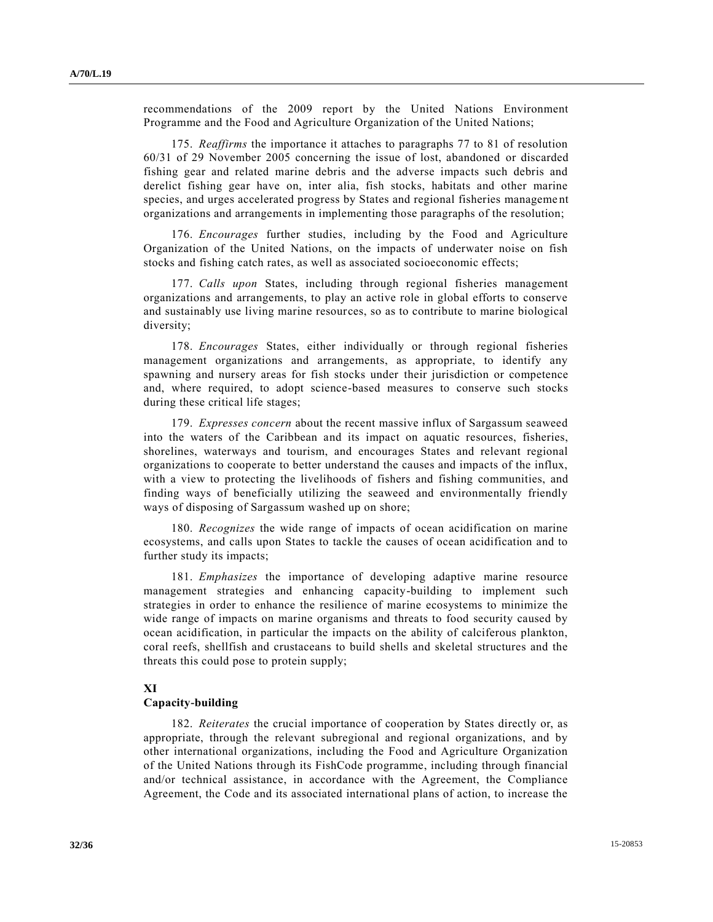recommendations of the 2009 report by the United Nations Environment Programme and the Food and Agriculture Organization of the United Nations;

175. *Reaffirms* the importance it attaches to paragraphs 77 to 81 of resolution 60/31 of 29 November 2005 concerning the issue of lost, abandoned or discarded fishing gear and related marine debris and the adverse impacts such debris and derelict fishing gear have on, inter alia, fish stocks, habitats and other marine species, and urges accelerated progress by States and regional fisheries management organizations and arrangements in implementing those paragraphs of the resolution;

176. *Encourages* further studies, including by the Food and Agriculture Organization of the United Nations, on the impacts of underwater noise on fish stocks and fishing catch rates, as well as associated socioeconomic effects;

177. *Calls upon* States, including through regional fisheries management organizations and arrangements, to play an active role in global efforts to conserve and sustainably use living marine resources, so as to contribute to marine biological diversity;

178. *Encourages* States, either individually or through regional fisheries management organizations and arrangements, as appropriate, to identify any spawning and nursery areas for fish stocks under their jurisdiction or competence and, where required, to adopt science-based measures to conserve such stocks during these critical life stages;

179. *Expresses concern* about the recent massive influx of Sargassum seaweed into the waters of the Caribbean and its impact on aquatic resources, fisheries, shorelines, waterways and tourism, and encourages States and relevant regional organizations to cooperate to better understand the causes and impacts of the influx, with a view to protecting the livelihoods of fishers and fishing communities, and finding ways of beneficially utilizing the seaweed and environmentally friendly ways of disposing of Sargassum washed up on shore;

180. *Recognizes* the wide range of impacts of ocean acidification on marine ecosystems, and calls upon States to tackle the causes of ocean acidification and to further study its impacts;

181. *Emphasizes* the importance of developing adaptive marine resource management strategies and enhancing capacity-building to implement such strategies in order to enhance the resilience of marine ecosystems to minimize the wide range of impacts on marine organisms and threats to food security caused by ocean acidification, in particular the impacts on the ability of calciferous plankton, coral reefs, shellfish and crustaceans to build shells and skeletal structures and the threats this could pose to protein supply;

## XI
## Capacity-building

182. *Reiterates* the crucial importance of cooperation by States directly or, as appropriate, through the relevant subregional and regional organizations, and by other international organizations, including the Food and Agriculture Organization of the United Nations through its FishCode programme, including through financial and/or technical assistance, in accordance with the Agreement, the Compliance Agreement, the Code and its associated international plans of action, to increase the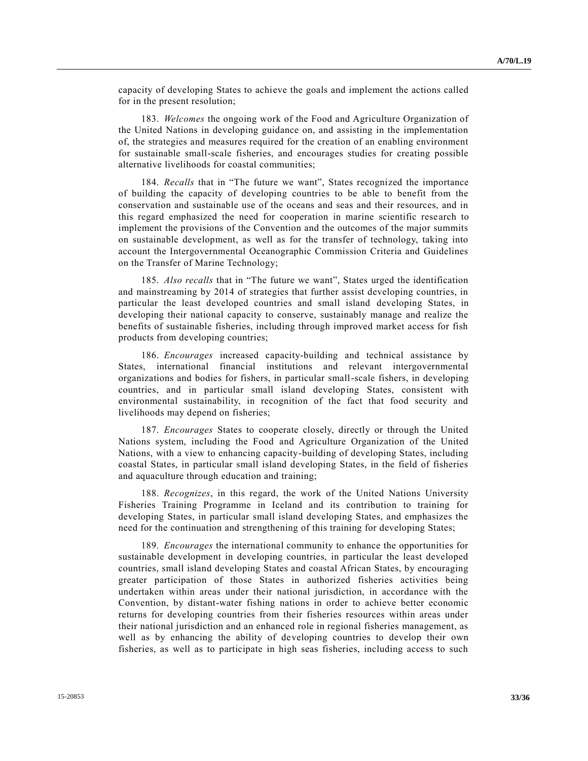capacity of developing States to achieve the goals and implement the actions called for in the present resolution;

183. *Welcomes* the ongoing work of the Food and Agriculture Organization of the United Nations in developing guidance on, and assisting in the implementation of, the strategies and measures required for the creation of an enabling environment for sustainable small-scale fisheries, and encourages studies for creating possible alternative livelihoods for coastal communities;

184. *Recalls* that in "The future we want", States recognized the importance of building the capacity of developing countries to be able to benefit from the conservation and sustainable use of the oceans and seas and their resources, and in this regard emphasized the need for cooperation in marine scientific research to implement the provisions of the Convention and the outcomes of the major summits on sustainable development, as well as for the transfer of technology, taking into account the Intergovernmental Oceanographic Commission Criteria and Guidelines on the Transfer of Marine Technology;

185. *Also recalls* that in "The future we want", States urged the identification and mainstreaming by 2014 of strategies that further assist developing countries, in particular the least developed countries and small island developing States, in developing their national capacity to conserve, sustainably manage and realize the benefits of sustainable fisheries, including through improved market access for fish products from developing countries;

186. *Encourages* increased capacity-building and technical assistance by States, international financial institutions and relevant intergovernmental organizations and bodies for fishers, in particular small-scale fishers, in developing countries, and in particular small island developing States, consistent with environmental sustainability, in recognition of the fact that food security and livelihoods may depend on fisheries;

187. *Encourages* States to cooperate closely, directly or through the United Nations system, including the Food and Agriculture Organization of the United Nations, with a view to enhancing capacity-building of developing States, including coastal States, in particular small island developing States, in the field of fisheries and aquaculture through education and training;

188. *Recognizes*, in this regard, the work of the United Nations University Fisheries Training Programme in Iceland and its contribution to training for developing States, in particular small island developing States, and emphasizes the need for the continuation and strengthening of this training for developing States;

189. *Encourages* the international community to enhance the opportunities for sustainable development in developing countries, in particular the least developed countries, small island developing States and coastal African States, by encouraging greater participation of those States in authorized fisheries activities being undertaken within areas under their national jurisdiction, in accordance with the Convention, by distant-water fishing nations in order to achieve better economic returns for developing countries from their fisheries resources within areas under their national jurisdiction and an enhanced role in regional fisheries management, as well as by enhancing the ability of developing countries to develop their own fisheries, as well as to participate in high seas fisheries, including access to such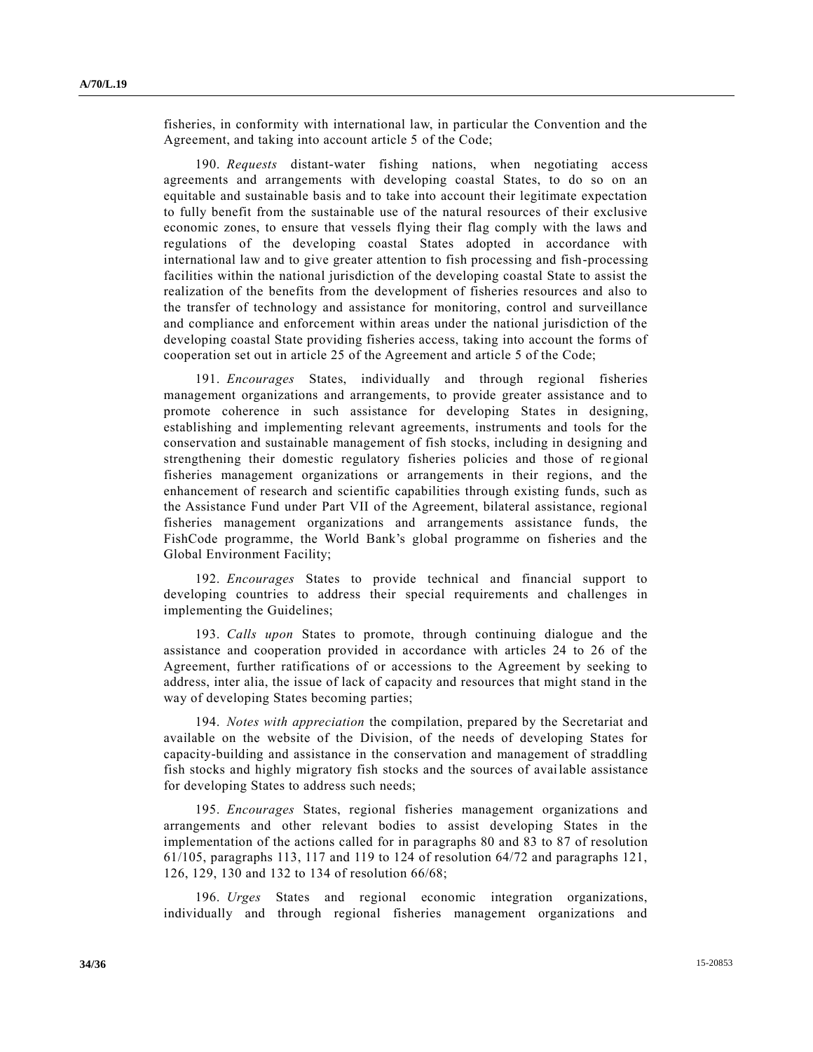fisheries, in conformity with international law, in particular the Convention and the Agreement, and taking into account article 5 of the Code;

190. *Requests* distant-water fishing nations, when negotiating access agreements and arrangements with developing coastal States, to do so on an equitable and sustainable basis and to take into account their legitimate expectation to fully benefit from the sustainable use of the natural resources of their exclusive economic zones, to ensure that vessels flying their flag comply with the laws and regulations of the developing coastal States adopted in accordance with international law and to give greater attention to fish processing and fish-processing facilities within the national jurisdiction of the developing coastal State to assist the realization of the benefits from the development of fisheries resources and also to the transfer of technology and assistance for monitoring, control and surveillance and compliance and enforcement within areas under the national jurisdiction of the developing coastal State providing fisheries access, taking into account the forms of cooperation set out in article 25 of the Agreement and article 5 of the Code;

191. *Encourages* States, individually and through regional fisheries management organizations and arrangements, to provide greater assistance and to promote coherence in such assistance for developing States in designing, establishing and implementing relevant agreements, instruments and tools for the conservation and sustainable management of fish stocks, including in designing and strengthening their domestic regulatory fisheries policies and those of regional fisheries management organizations or arrangements in their regions, and the enhancement of research and scientific capabilities through existing funds, such as the Assistance Fund under Part VII of the Agreement, bilateral assistance, regional fisheries management organizations and arrangements assistance funds, the FishCode programme, the World Bank's global programme on fisheries and the Global Environment Facility;

192. *Encourages* States to provide technical and financial support to developing countries to address their special requirements and challenges in implementing the Guidelines;

193. *Calls upon* States to promote, through continuing dialogue and the assistance and cooperation provided in accordance with articles 24 to 26 of the Agreement, further ratifications of or accessions to the Agreement by seeking to address, inter alia, the issue of lack of capacity and resources that might stand in the way of developing States becoming parties;

194. *Notes with appreciation* the compilation, prepared by the Secretariat and available on the website of the Division, of the needs of developing States for capacity-building and assistance in the conservation and management of straddling fish stocks and highly migratory fish stocks and the sources of available assistance for developing States to address such needs;

195. *Encourages* States, regional fisheries management organizations and arrangements and other relevant bodies to assist developing States in the implementation of the actions called for in paragraphs 80 and 83 to 87 of resolution 61/105, paragraphs 113, 117 and 119 to 124 of resolution 64/72 and paragraphs 121, 126, 129, 130 and 132 to 134 of resolution 66/68;

196. *Urges* States and regional economic integration organizations, individually and through regional fisheries management organizations and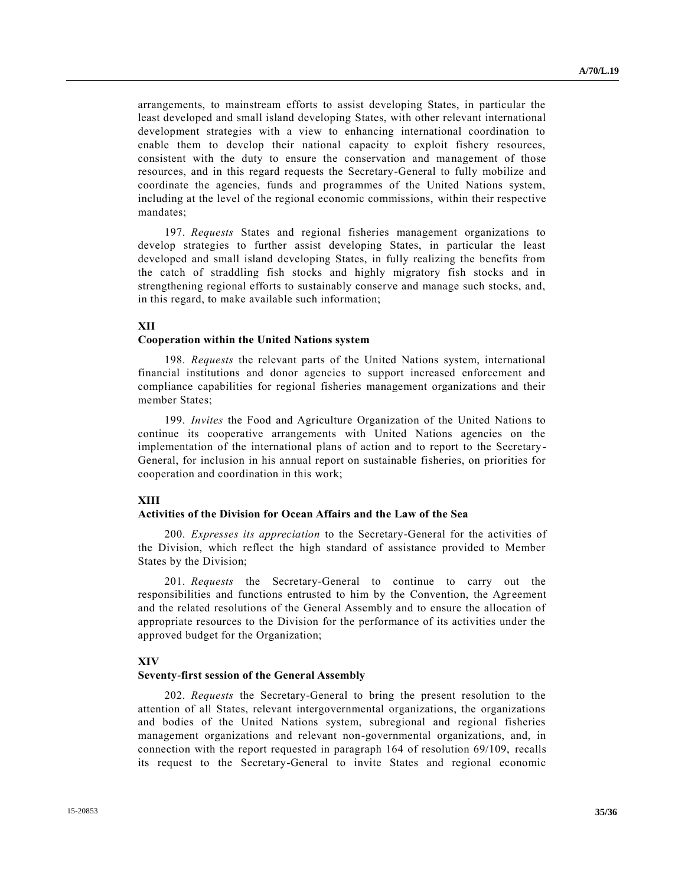arrangements, to mainstream efforts to assist developing States, in particular the least developed and small island developing States, with other relevant international development strategies with a view to enhancing international coordination to enable them to develop their national capacity to exploit fishery resources, consistent with the duty to ensure the conservation and management of those resources, and in this regard requests the Secretary-General to fully mobilize and coordinate the agencies, funds and programmes of the United Nations system, including at the level of the regional economic commissions, within their respective mandates;

197. *Requests* States and regional fisheries management organizations to develop strategies to further assist developing States, in particular the least developed and small island developing States, in fully realizing the benefits from the catch of straddling fish stocks and highly migratory fish stocks and in strengthening regional efforts to sustainably conserve and manage such stocks, and, in this regard, to make available such information;

**XII**

**Cooperation within the United Nations system**

198. *Requests* the relevant parts of the United Nations system, international financial institutions and donor agencies to support increased enforcement and compliance capabilities for regional fisheries management organizations and their member States;

199. *Invites* the Food and Agriculture Organization of the United Nations to continue its cooperative arrangements with United Nations agencies on the implementation of the international plans of action and to report to the Secretary-General, for inclusion in his annual report on sustainable fisheries, on priorities for cooperation and coordination in this work;

**XIII**

**Activities of the Division for Ocean Affairs and the Law of the Sea**

200. *Expresses its appreciation* to the Secretary-General for the activities of the Division, which reflect the high standard of assistance provided to Member States by the Division;

201. *Requests* the Secretary-General to continue to carry out the responsibilities and functions entrusted to him by the Convention, the Agreement and the related resolutions of the General Assembly and to ensure the allocation of appropriate resources to the Division for the performance of its activities under the approved budget for the Organization;

**XIV**

**Seventy-first session of the General Assembly**

202. *Requests* the Secretary-General to bring the present resolution to the attention of all States, relevant intergovernmental organizations, the organizations and bodies of the United Nations system, subregional and regional fisheries management organizations and relevant non-governmental organizations, and, in connection with the report requested in paragraph 164 of resolution 69/109, recalls its request to the Secretary-General to invite States and regional economic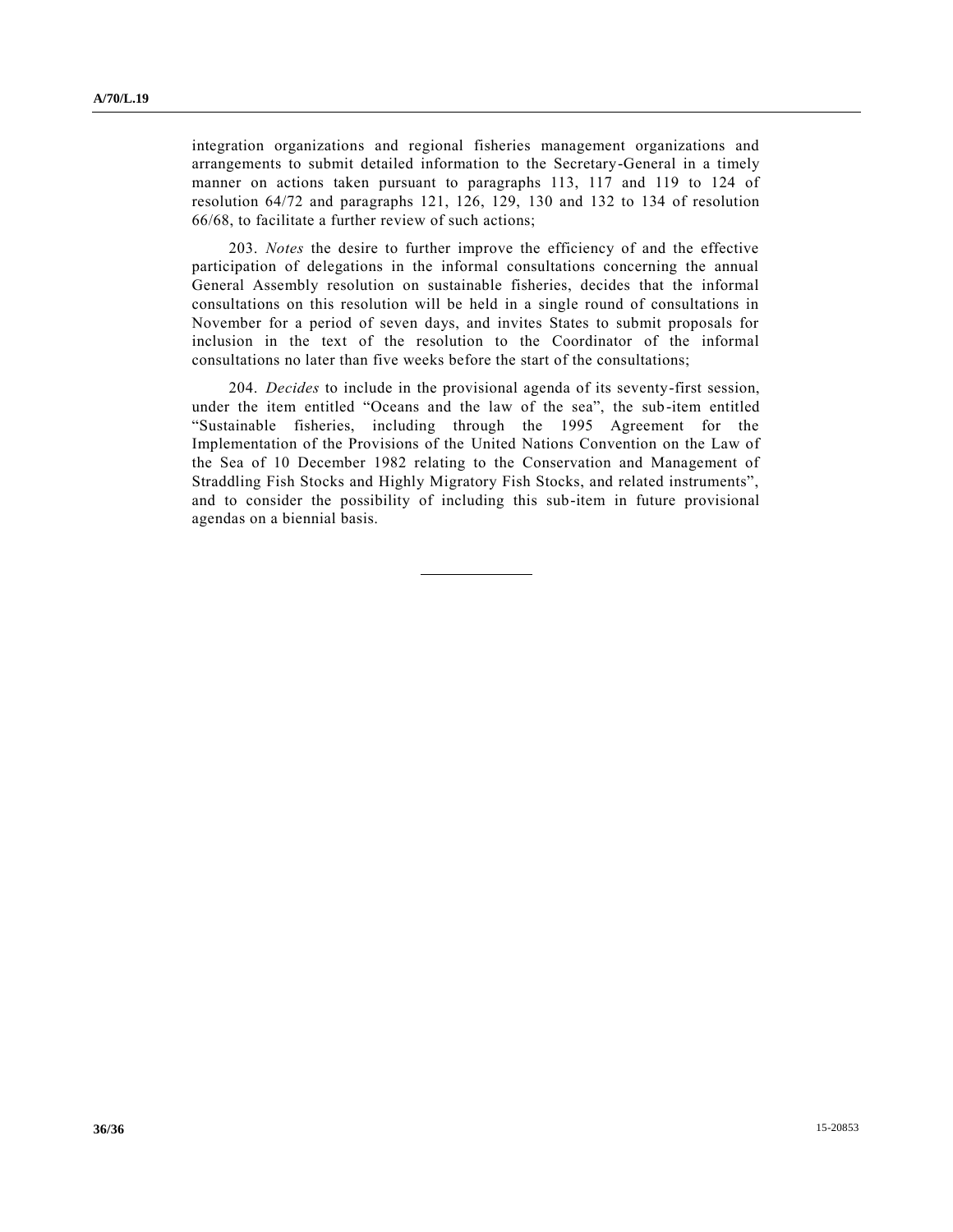integration organizations and regional fisheries management organizations and arrangements to submit detailed information to the Secretary-General in a timely manner on actions taken pursuant to paragraphs 113, 117 and 119 to 124 of resolution 64/72 and paragraphs 121, 126, 129, 130 and 132 to 134 of resolution 66/68, to facilitate a further review of such actions;

203. *Notes* the desire to further improve the efficiency of and the effective participation of delegations in the informal consultations concerning the annual General Assembly resolution on sustainable fisheries, decides that the informal consultations on this resolution will be held in a single round of consultations in November for a period of seven days, and invites States to submit proposals for inclusion in the text of the resolution to the Coordinator of the informal consultations no later than five weeks before the start of the consultations;

204. *Decides* to include in the provisional agenda of its seventy-first session, under the item entitled "Oceans and the law of the sea", the sub-item entitled "Sustainable fisheries, including through the 1995 Agreement for the Implementation of the Provisions of the United Nations Convention on the Law of the Sea of 10 December 1982 relating to the Conservation and Management of Straddling Fish Stocks and Highly Migratory Fish Stocks, and related instruments", and to consider the possibility of including this sub-item in future provisional agendas on a biennial basis.